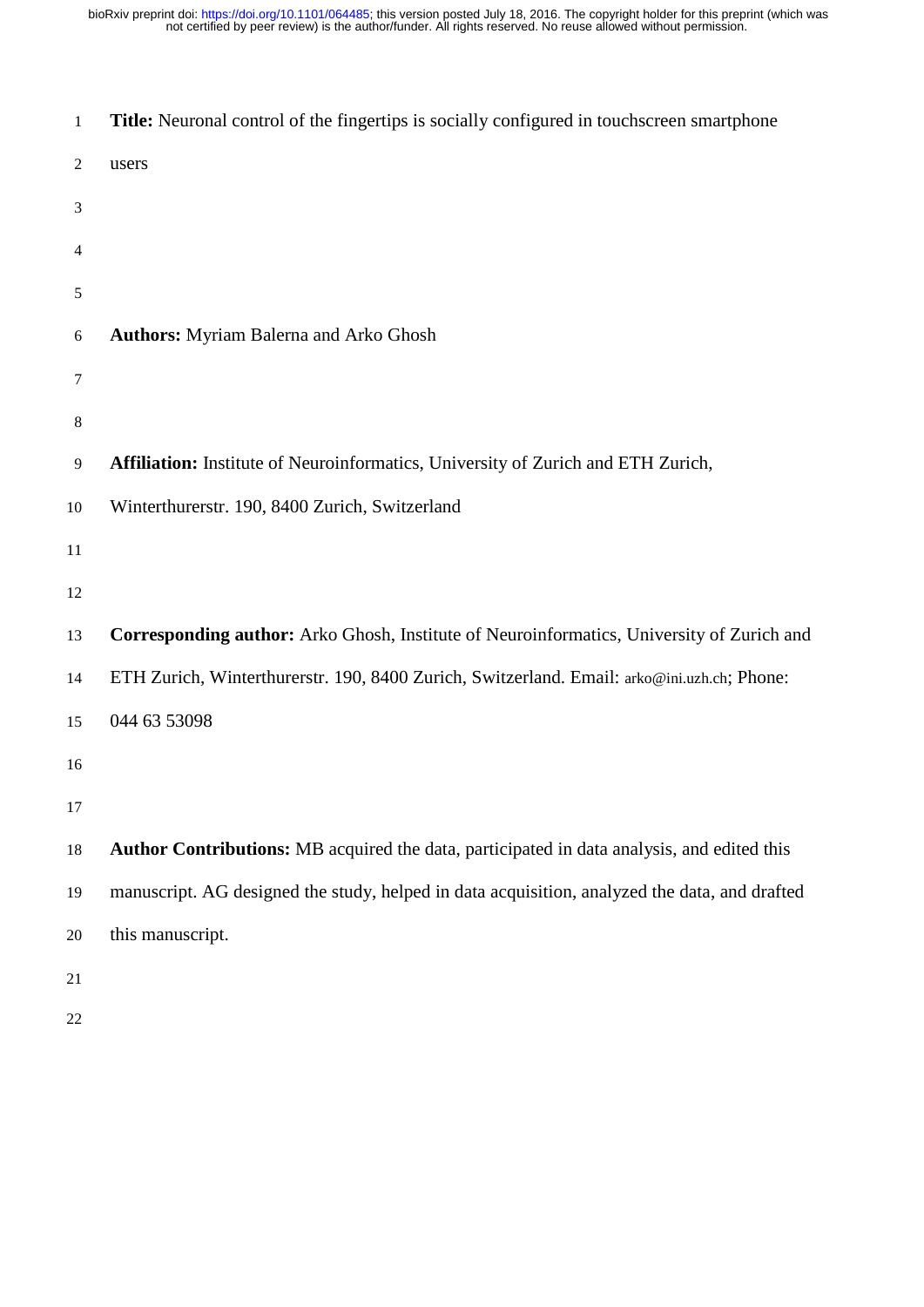**Title:** Neuronal control of the fingertips is socially configured in touchscreen smartphone users

**Authors:** Myriam Balerna and Arko Ghosh

**Affiliation:** Institute of Neuroinformatics, University of Zurich and ETH Zurich, Winterthurerstr. 190, 8400 Zurich, Switzerland

**Corresponding author:** Arko Ghosh, Institute of Neuroinformatics, University of Zurich and ETH Zurich, Winterthurerstr. 190, 8400 Zurich, Switzerland. Email: arko@ini.uzh.ch; Phone: 044 63 53098

**Author Contributions:** MB acquired the data, participated in data analysis, and edited this manuscript. AG designed the study, helped in data acquisition, analyzed the data, and drafted this manuscript.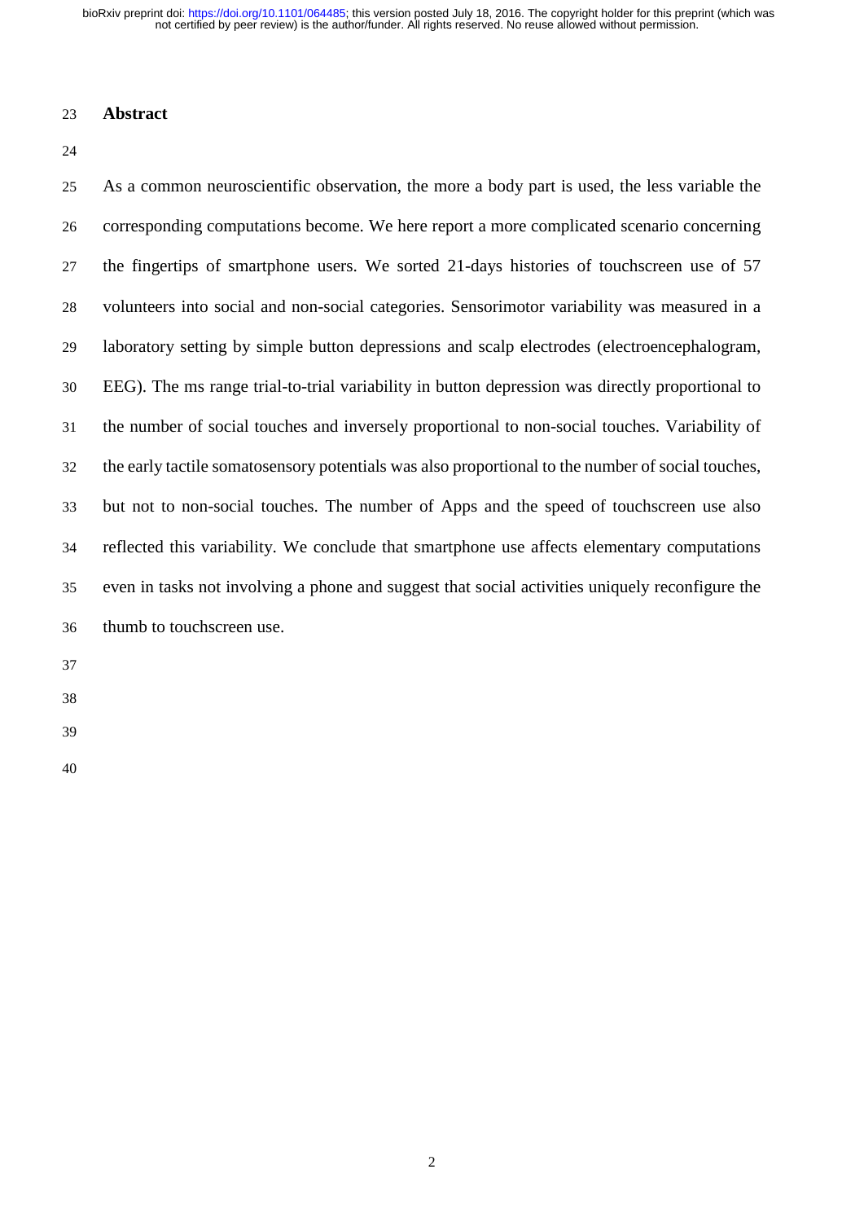## Abstract

As a common neuroscientific observation, the more a body part is used, the less variable the corresponding computations become. We here report a more complicated scenario concerning the fingertips of smartphone users. We sorted 21-days histories of touchscreen use of 57 volunteers into social and non-social categories. Sensorimotor variability was measured in a laboratory setting by simple button depressions and scalp electrodes (electroencephalogram, EEG). The ms range trial-to-trial variability in button depression was directly proportional to the number of social touches and inversely proportional to non-social touches. Variability of the early tactile somatosensory potentials was also proportional to the number of social touches, but not to non-social touches. The number of Apps and the speed of touchscreen use also reflected this variability. We conclude that smartphone use affects elementary computations even in tasks not involving a phone and suggest that social activities uniquely reconfigure the thumb to touchscreen use.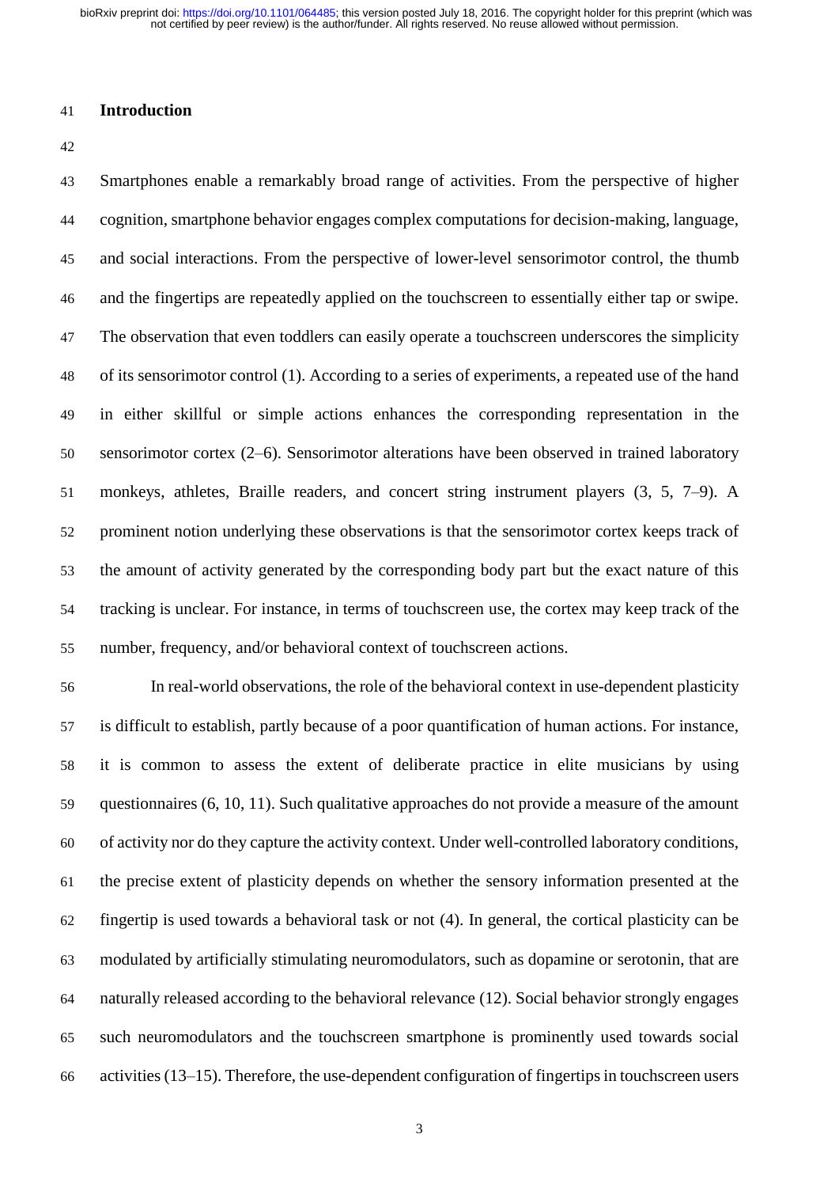## Introduction

Smartphones enable a remarkably broad range of activities. From the perspective of higher cognition, smartphone behavior engages complex computations for decision-making, language, and social interactions. From the perspective of lower-level sensorimotor control, the thumb and the fingertips are repeatedly applied on the touchscreen to essentially either tap or swipe. The observation that even toddlers can easily operate a touchscreen underscores the simplicity of its sensorimotor control (1). According to a series of experiments, a repeated use of the hand in either skillful or simple actions enhances the corresponding representation in the sensorimotor cortex (2–6). Sensorimotor alterations have been observed in trained laboratory monkeys, athletes, Braille readers, and concert string instrument players (3, 5, 7–9). A prominent notion underlying these observations is that the sensorimotor cortex keeps track of the amount of activity generated by the corresponding body part but the exact nature of this tracking is unclear. For instance, in terms of touchscreen use, the cortex may keep track of the number, frequency, and/or behavioral context of touchscreen actions.

In real-world observations, the role of the behavioral context in use-dependent plasticity is difficult to establish, partly because of a poor quantification of human actions. For instance, it is common to assess the extent of deliberate practice in elite musicians by using questionnaires (6, 10, 11). Such qualitative approaches do not provide a measure of the amount of activity nor do they capture the activity context. Under well-controlled laboratory conditions, the precise extent of plasticity depends on whether the sensory information presented at the fingertip is used towards a behavioral task or not (4). In general, the cortical plasticity can be modulated by artificially stimulating neuromodulators, such as dopamine or serotonin, that are naturally released according to the behavioral relevance (12). Social behavior strongly engages such neuromodulators and the touchscreen smartphone is prominently used towards social activities (13–15). Therefore, the use-dependent configuration of fingertips in touchscreen users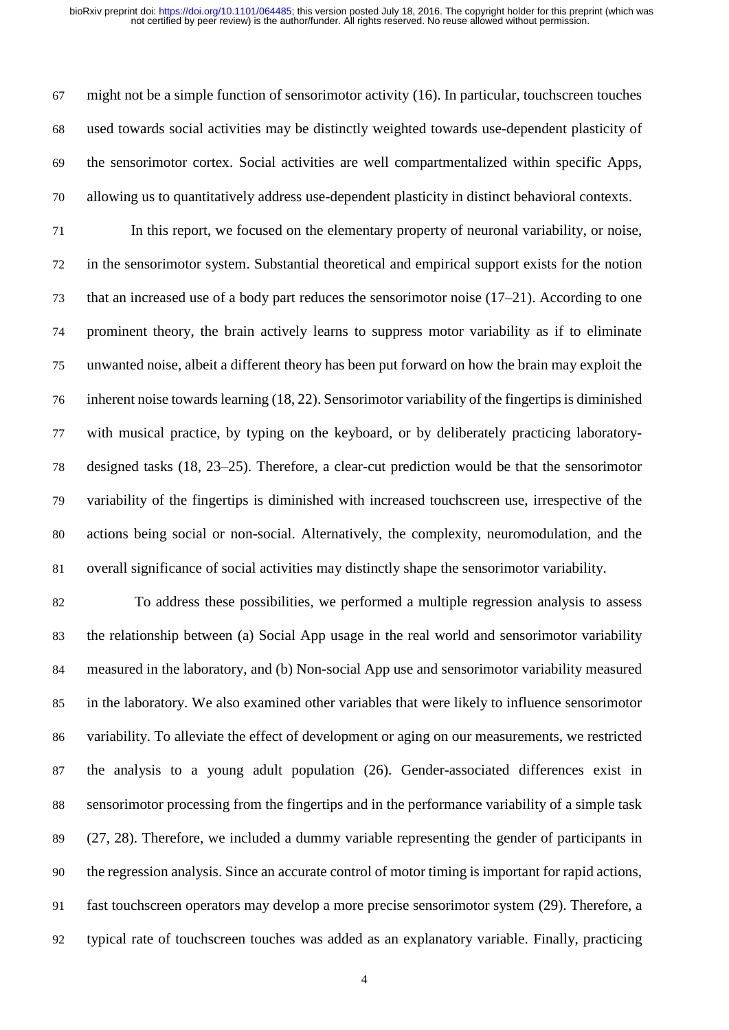might not be a simple function of sensorimotor activity (16). In particular, touchscreen touches used towards social activities may be distinctly weighted towards use-dependent plasticity of the sensorimotor cortex. Social activities are well compartmentalized within specific Apps, allowing us to quantitatively address use-dependent plasticity in distinct behavioral contexts.

In this report, we focused on the elementary property of neuronal variability, or noise, in the sensorimotor system. Substantial theoretical and empirical support exists for the notion that an increased use of a body part reduces the sensorimotor noise (17–21). According to one prominent theory, the brain actively learns to suppress motor variability as if to eliminate unwanted noise, albeit a different theory has been put forward on how the brain may exploit the inherent noise towards learning (18, 22). Sensorimotor variability of the fingertips is diminished with musical practice, by typing on the keyboard, or by deliberately practicing laboratory-designed tasks (18, 23–25). Therefore, a clear-cut prediction would be that the sensorimotor variability of the fingertips is diminished with increased touchscreen use, irrespective of the actions being social or non-social. Alternatively, the complexity, neuromodulation, and the overall significance of social activities may distinctly shape the sensorimotor variability.

To address these possibilities, we performed a multiple regression analysis to assess the relationship between (a) Social App usage in the real world and sensorimotor variability measured in the laboratory, and (b) Non-social App use and sensorimotor variability measured in the laboratory. We also examined other variables that were likely to influence sensorimotor variability. To alleviate the effect of development or aging on our measurements, we restricted the analysis to a young adult population (26). Gender-associated differences exist in sensorimotor processing from the fingertips and in the performance variability of a simple task (27, 28). Therefore, we included a dummy variable representing the gender of participants in the regression analysis. Since an accurate control of motor timing is important for rapid actions, fast touchscreen operators may develop a more precise sensorimotor system (29). Therefore, a typical rate of touchscreen touches was added as an explanatory variable. Finally, practicing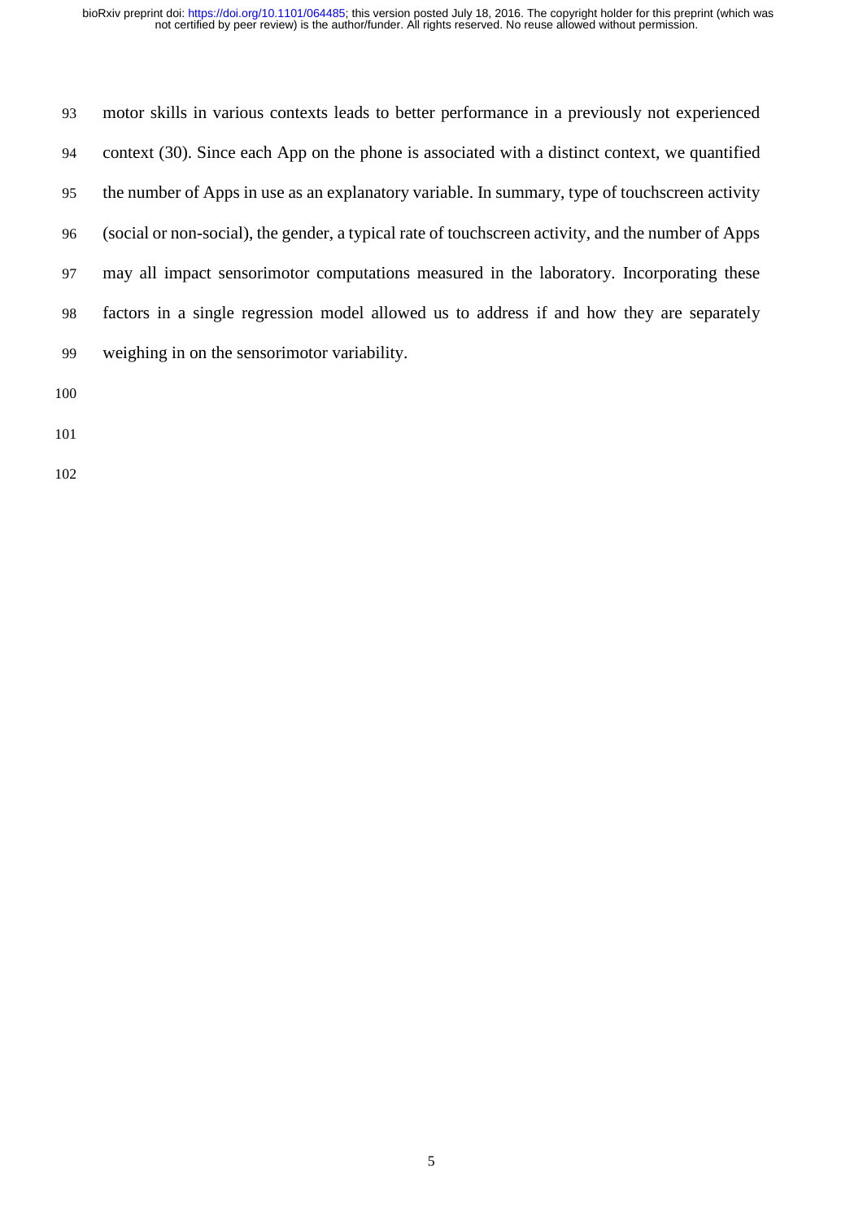motor skills in various contexts leads to better performance in a previously not experienced context (30). Since each App on the phone is associated with a distinct context, we quantified the number of Apps in use as an explanatory variable. In summary, type of touchscreen activity (social or non-social), the gender, a typical rate of touchscreen activity, and the number of Apps may all impact sensorimotor computations measured in the laboratory. Incorporating these factors in a single regression model allowed us to address if and how they are separately weighing in on the sensorimotor variability.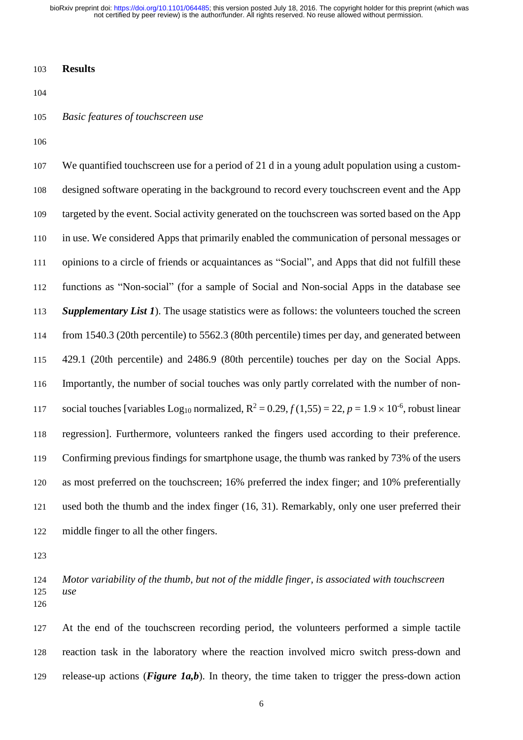## Results

### *Basic features of touchscreen use*

We quantified touchscreen use for a period of 21 d in a young adult population using a custom-designed software operating in the background to record every touchscreen event and the App targeted by the event. Social activity generated on the touchscreen was sorted based on the App in use. We considered Apps that primarily enabled the communication of personal messages or opinions to a circle of friends or acquaintances as "Social", and Apps that did not fulfill these functions as "Non-social" (for a sample of Social and Non-social Apps in the database see ***Supplementary List 1***). The usage statistics were as follows: the volunteers touched the screen from 1540.3 (20th percentile) to 5562.3 (80th percentile) times per day, and generated between 429.1 (20th percentile) and 2486.9 (80th percentile) touches per day on the Social Apps. Importantly, the number of social touches was only partly correlated with the number of non-social touches [variables $Log_{10}$ normalized, $R^2 = 0.29$, $f(1,55) = 22$, $p = 1.9 \times 10^{-6}$, robust linear regression]. Furthermore, volunteers ranked the fingers used according to their preference. Confirming previous findings for smartphone usage, the thumb was ranked by 73% of the users as most preferred on the touchscreen; 16% preferred the index finger; and 10% preferentially used both the thumb and the index finger (16, 31). Remarkably, only one user preferred their middle finger to all the other fingers.

### *Motor variability of the thumb, but not of the middle finger, is associated with touchscreen use*

At the end of the touchscreen recording period, the volunteers performed a simple tactile reaction task in the laboratory where the reaction involved micro switch press-down and release-up actions (***Figure 1a,b***). In theory, the time taken to trigger the press-down action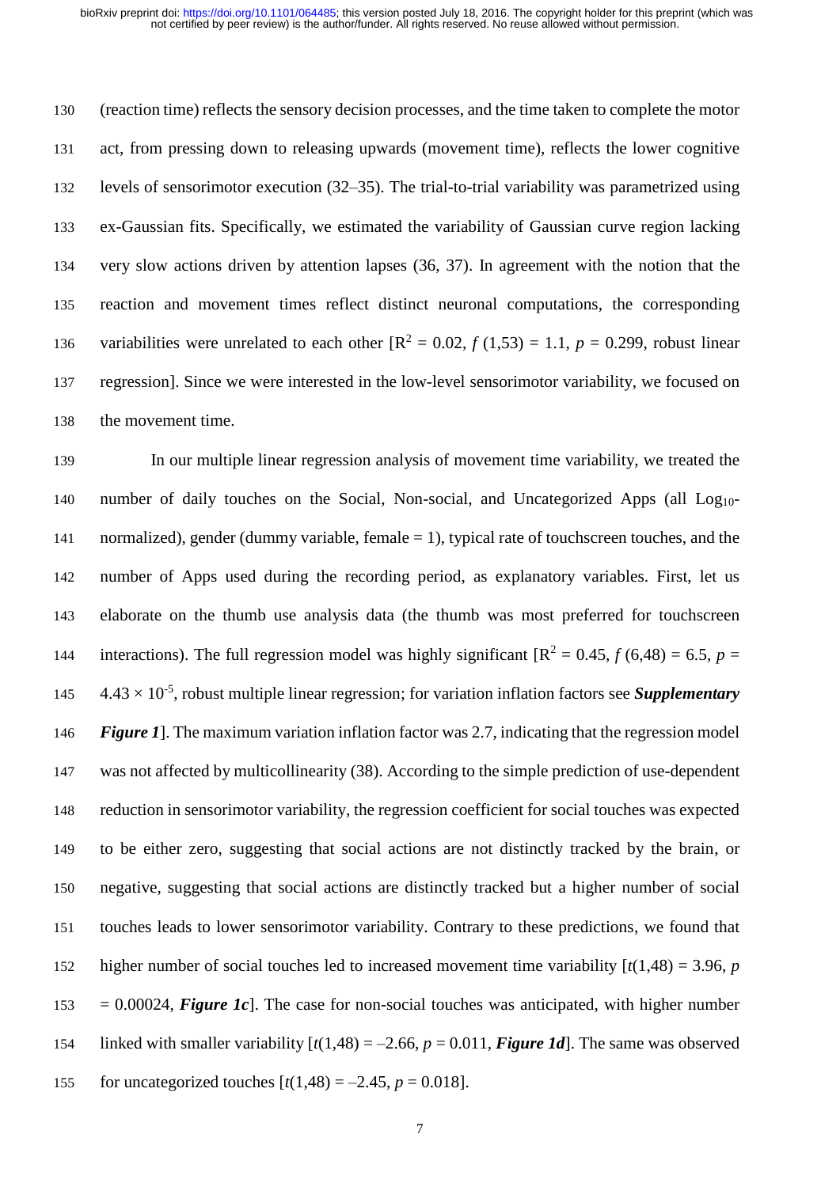(reaction time) reflects the sensory decision processes, and the time taken to complete the motor act, from pressing down to releasing upwards (movement time), reflects the lower cognitive levels of sensorimotor execution (32–35). The trial-to-trial variability was parametrized using ex-Gaussian fits. Specifically, we estimated the variability of Gaussian curve region lacking very slow actions driven by attention lapses (36, 37). In agreement with the notion that the reaction and movement times reflect distinct neuronal computations, the corresponding variabilities were unrelated to each other [$R^2 = 0.02$, $f(1,53) = 1.1$, $p = 0.299$, robust linear regression]. Since we were interested in the low-level sensorimotor variability, we focused on the movement time.

In our multiple linear regression analysis of movement time variability, we treated the number of daily touches on the Social, Non-social, and Uncategorized Apps (all $Log_{10}$-normalized), gender (dummy variable, female = 1), typical rate of touchscreen touches, and the number of Apps used during the recording period, as explanatory variables. First, let us elaborate on the thumb use analysis data (the thumb was most preferred for touchscreen interactions). The full regression model was highly significant [$R^2 = 0.45$, $f(6,48) = 6.5$, $p = 4.43 \times 10^{-5}$, robust multiple linear regression; for variation inflation factors see ***Supplementary Figure 1***]. The maximum variation inflation factor was 2.7, indicating that the regression model was not affected by multicollinearity (38). According to the simple prediction of use-dependent reduction in sensorimotor variability, the regression coefficient for social touches was expected to be either zero, suggesting that social actions are not distinctly tracked by the brain, or negative, suggesting that social actions are distinctly tracked but a higher number of social touches leads to lower sensorimotor variability. Contrary to these predictions, we found that higher number of social touches led to increased movement time variability [$t(1,48) = 3.96$, $p = 0.00024$, ***Figure 1c***]. The case for non-social touches was anticipated, with higher number linked with smaller variability [$t(1,48) = -2.66$, $p = 0.011$, ***Figure 1d***]. The same was observed for uncategorized touches [$t(1,48) = -2.45$, $p = 0.018$].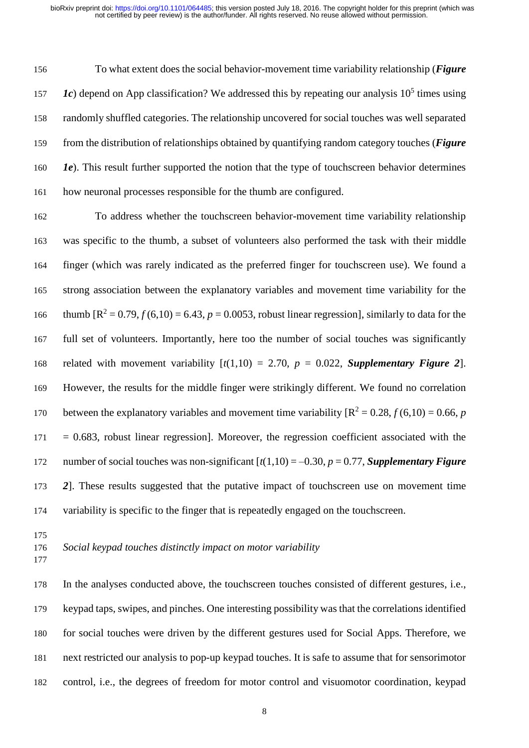To what extent does the social behavior-movement time variability relationship (***Figure 1c***) depend on App classification? We addressed this by repeating our analysis $10^5$ times using randomly shuffled categories. The relationship uncovered for social touches was well separated from the distribution of relationships obtained by quantifying random category touches (***Figure 1e***). This result further supported the notion that the type of touchscreen behavior determines how neuronal processes responsible for the thumb are configured.

To address whether the touchscreen behavior-movement time variability relationship was specific to the thumb, a subset of volunteers also performed the task with their middle finger (which was rarely indicated as the preferred finger for touchscreen use). We found a strong association between the explanatory variables and movement time variability for the thumb [$R^2 = 0.79$, $f(6,10) = 6.43$, $p = 0.0053$, robust linear regression], similarly to data for the full set of volunteers. Importantly, here too the number of social touches was significantly related with movement variability [$t(1,10) = 2.70$, $p = 0.022$, ***Supplementary Figure 2***]. However, the results for the middle finger were strikingly different. We found no correlation between the explanatory variables and movement time variability [$R^2 = 0.28$, $f(6,10) = 0.66$, $p = 0.683$, robust linear regression]. Moreover, the regression coefficient associated with the number of social touches was non-significant [$t(1,10) = -0.30$, $p = 0.77$, ***Supplementary Figure 2***]. These results suggested that the putative impact of touchscreen use on movement time variability is specific to the finger that is repeatedly engaged on the touchscreen.

*Social keypad touches distinctly impact on motor variability*

In the analyses conducted above, the touchscreen touches consisted of different gestures, i.e., keypad taps, swipes, and pinches. One interesting possibility was that the correlations identified for social touches were driven by the different gestures used for Social Apps. Therefore, we next restricted our analysis to pop-up keypad touches. It is safe to assume that for sensorimotor control, i.e., the degrees of freedom for motor control and visuomotor coordination, keypad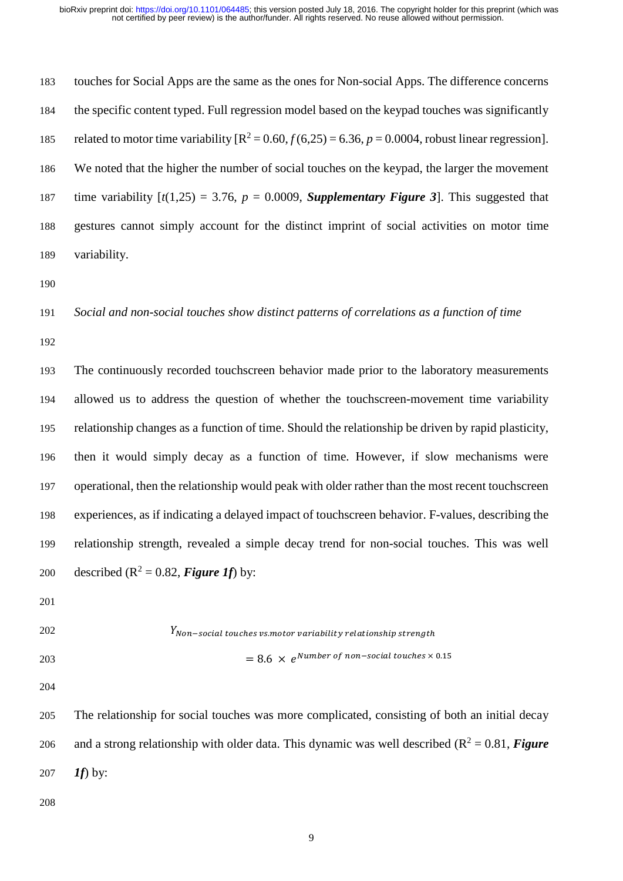touches for Social Apps are the same as the ones for Non-social Apps. The difference concerns the specific content typed. Full regression model based on the keypad touches was significantly related to motor time variability [$R^2 = 0.60$, $f(6,25) = 6.36$, $p = 0.0004$, robust linear regression]. We noted that the higher the number of social touches on the keypad, the larger the movement time variability [$t(1,25) = 3.76$, $p = 0.0009$, ***Supplementary Figure 3***]. This suggested that gestures cannot simply account for the distinct imprint of social activities on motor time variability.

*Social and non-social touches show distinct patterns of correlations as a function of time*

The continuously recorded touchscreen behavior made prior to the laboratory measurements allowed us to address the question of whether the touchscreen-movement time variability relationship changes as a function of time. Should the relationship be driven by rapid plasticity, then it would simply decay as a function of time. However, if slow mechanisms were operational, then the relationship would peak with older rather than the most recent touchscreen experiences, as if indicating a delayed impact of touchscreen behavior. F-values, describing the relationship strength, revealed a simple decay trend for non-social touches. This was well described ($R^2 = 0.82$, ***Figure 1f***) by:

$$Y_{Non-social\ touches\ vs. motor\ variability\ relationship\ strength} = 8.6 \times e^{Number\ of\ non-social\ touches \times 0.15}$$

The relationship for social touches was more complicated, consisting of both an initial decay and a strong relationship with older data. This dynamic was well described ($R^2 = 0.81$, ***Figure 1f***) by: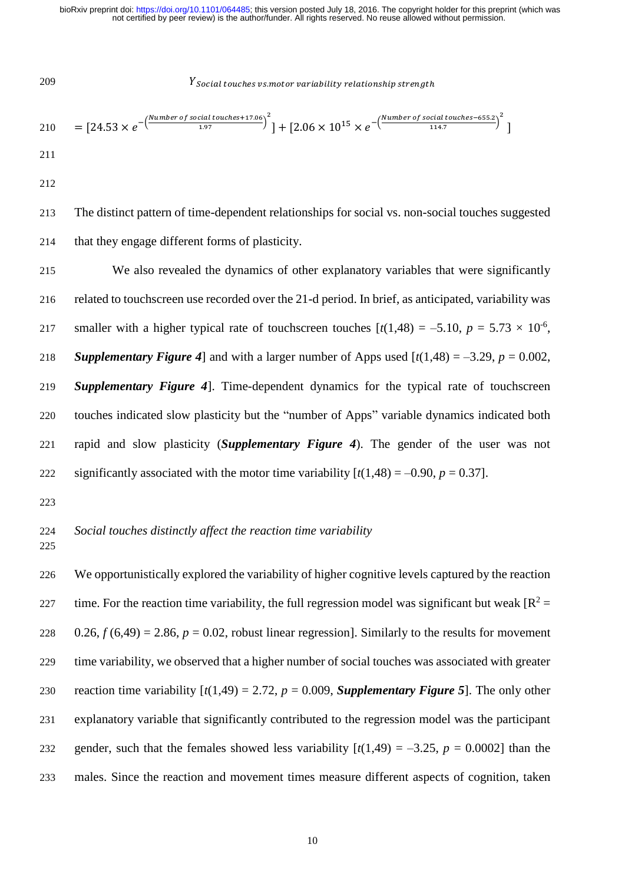$$Y_{Social\ touches\ vs.motor\ variability\ relationship\ strength}$$

$$= [24.53 \times e^{-\left(\frac{Number\ of\ social\ touches+17.06}{1.97}\right)^2}] + [2.06 \times 10^{15} \times e^{-\left(\frac{Number\ of\ social\ touches-655.2}{114.7}\right)^2}]$$

The distinct pattern of time-dependent relationships for social vs. non-social touches suggested that they engage different forms of plasticity.

We also revealed the dynamics of other explanatory variables that were significantly related to touchscreen use recorded over the 21-d period. In brief, as anticipated, variability was smaller with a higher typical rate of touchscreen touches [$t(1,48) = -5.10$, $p = 5.73 \times 10^{-6}$, ***Supplementary Figure 4***] and with a larger number of Apps used [$t(1,48) = -3.29$, $p = 0.002$, ***Supplementary Figure 4***]. Time-dependent dynamics for the typical rate of touchscreen touches indicated slow plasticity but the "number of Apps" variable dynamics indicated both rapid and slow plasticity (***Supplementary Figure 4***). The gender of the user was not significantly associated with the motor time variability [$t(1,48) = -0.90$, $p = 0.37$].

*Social touches distinctly affect the reaction time variability*

We opportunistically explored the variability of higher cognitive levels captured by the reaction time. For the reaction time variability, the full regression model was significant but weak [$R^2 = 0.26$, $f(6,49) = 2.86$, $p = 0.02$, robust linear regression]. Similarly to the results for movement time variability, we observed that a higher number of social touches was associated with greater reaction time variability [$t(1,49) = 2.72$, $p = 0.009$, ***Supplementary Figure 5***]. The only other explanatory variable that significantly contributed to the regression model was the participant gender, such that the females showed less variability [$t(1,49) = -3.25$, $p = 0.0002$] than the males. Since the reaction and movement times measure different aspects of cognition, taken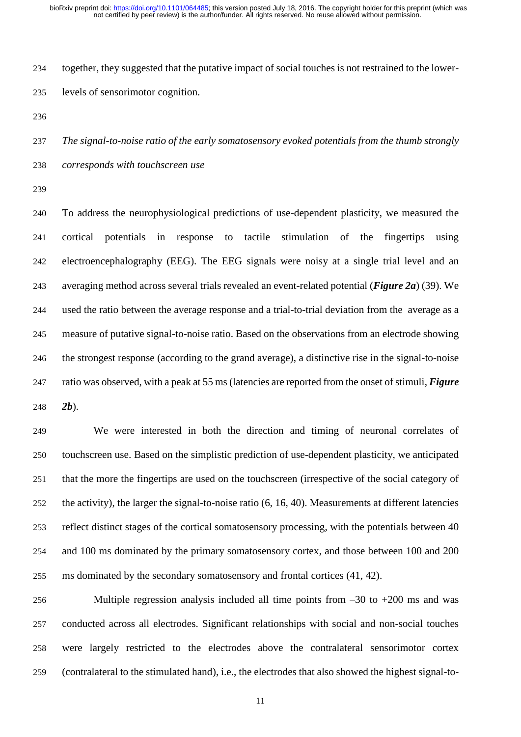together, they suggested that the putative impact of social touches is not restrained to the lower-levels of sensorimotor cognition.

*The signal-to-noise ratio of the early somatosensory evoked potentials from the thumb strongly corresponds with touchscreen use*

To address the neurophysiological predictions of use-dependent plasticity, we measured the cortical potentials in response to tactile stimulation of the fingertips using electroencephalography (EEG). The EEG signals were noisy at a single trial level and an averaging method across several trials revealed an event-related potential (***Figure 2a***) (39). We used the ratio between the average response and a trial-to-trial deviation from the average as a measure of putative signal-to-noise ratio. Based on the observations from an electrode showing the strongest response (according to the grand average), a distinctive rise in the signal-to-noise ratio was observed, with a peak at 55 ms (latencies are reported from the onset of stimuli, ***Figure 2b***).

We were interested in both the direction and timing of neuronal correlates of touchscreen use. Based on the simplistic prediction of use-dependent plasticity, we anticipated that the more the fingertips are used on the touchscreen (irrespective of the social category of the activity), the larger the signal-to-noise ratio (6, 16, 40). Measurements at different latencies reflect distinct stages of the cortical somatosensory processing, with the potentials between 40 and 100 ms dominated by the primary somatosensory cortex, and those between 100 and 200 ms dominated by the secondary somatosensory and frontal cortices (41, 42).

Multiple regression analysis included all time points from –30 to +200 ms and was conducted across all electrodes. Significant relationships with social and non-social touches were largely restricted to the electrodes above the contralateral sensorimotor cortex (contralateral to the stimulated hand), i.e., the electrodes that also showed the highest signal-to-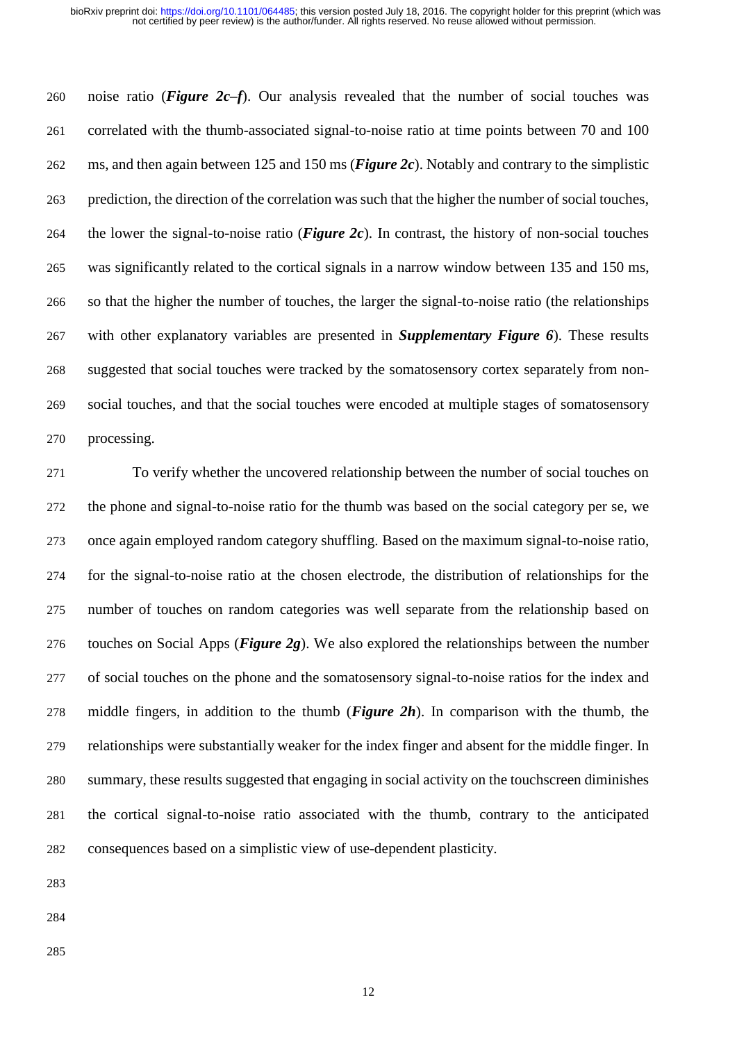noise ratio (***Figure 2c–f***). Our analysis revealed that the number of social touches was correlated with the thumb-associated signal-to-noise ratio at time points between 70 and 100 ms, and then again between 125 and 150 ms (***Figure 2c***). Notably and contrary to the simplistic prediction, the direction of the correlation was such that the higher the number of social touches, the lower the signal-to-noise ratio (***Figure 2c***). In contrast, the history of non-social touches was significantly related to the cortical signals in a narrow window between 135 and 150 ms, so that the higher the number of touches, the larger the signal-to-noise ratio (the relationships with other explanatory variables are presented in ***Supplementary Figure 6***). These results suggested that social touches were tracked by the somatosensory cortex separately from non-social touches, and that the social touches were encoded at multiple stages of somatosensory processing.

To verify whether the uncovered relationship between the number of social touches on the phone and signal-to-noise ratio for the thumb was based on the social category per se, we once again employed random category shuffling. Based on the maximum signal-to-noise ratio, for the signal-to-noise ratio at the chosen electrode, the distribution of relationships for the number of touches on random categories was well separate from the relationship based on touches on Social Apps (***Figure 2g***). We also explored the relationships between the number of social touches on the phone and the somatosensory signal-to-noise ratios for the index and middle fingers, in addition to the thumb (***Figure 2h***). In comparison with the thumb, the relationships were substantially weaker for the index finger and absent for the middle finger. In summary, these results suggested that engaging in social activity on the touchscreen diminishes the cortical signal-to-noise ratio associated with the thumb, contrary to the anticipated consequences based on a simplistic view of use-dependent plasticity.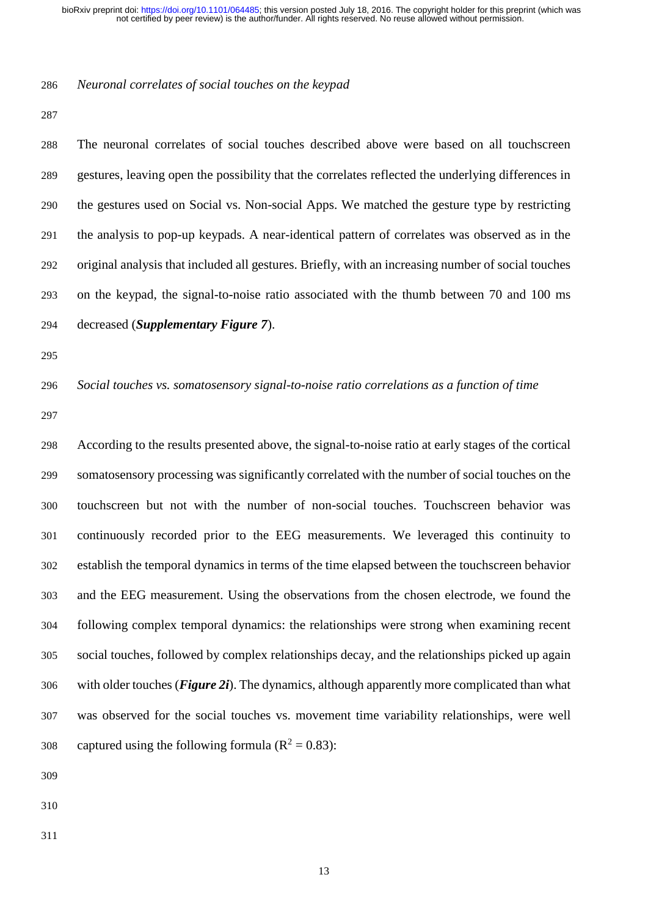*Neuronal correlates of social touches on the keypad*

The neuronal correlates of social touches described above were based on all touchscreen gestures, leaving open the possibility that the correlates reflected the underlying differences in the gestures used on Social vs. Non-social Apps. We matched the gesture type by restricting the analysis to pop-up keypads. A near-identical pattern of correlates was observed as in the original analysis that included all gestures. Briefly, with an increasing number of social touches on the keypad, the signal-to-noise ratio associated with the thumb between 70 and 100 ms decreased (***Supplementary Figure 7***).

*Social touches vs. somatosensory signal-to-noise ratio correlations as a function of time*

According to the results presented above, the signal-to-noise ratio at early stages of the cortical somatosensory processing was significantly correlated with the number of social touches on the touchscreen but not with the number of non-social touches. Touchscreen behavior was continuously recorded prior to the EEG measurements. We leveraged this continuity to establish the temporal dynamics in terms of the time elapsed between the touchscreen behavior and the EEG measurement. Using the observations from the chosen electrode, we found the following complex temporal dynamics: the relationships were strong when examining recent social touches, followed by complex relationships decay, and the relationships picked up again with older touches (***Figure 2i***). The dynamics, although apparently more complicated than what was observed for the social touches vs. movement time variability relationships, were well captured using the following formula ($R^2 = 0.83$):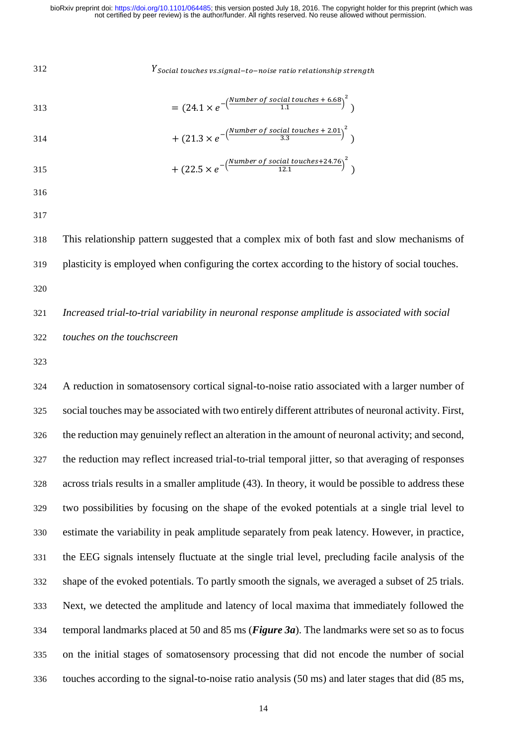$$Y_{Social\ touches\ vs.signal-to-noise\ ratio\ relationship\ strength}$$

$$= (24.1 \times e^{-\left(\frac{Number\ of\ social\ touches\ +\ 6.68}{1.1}\right)^2})$$

$$+ (21.3 \times e^{-\left(\frac{Number\ of\ social\ touches\ +\ 2.01}{3.3}\right)^2})$$

$$+ (22.5 \times e^{-\left(\frac{Number\ of\ social\ touches+24.76}{12.1}\right)^2})$$

This relationship pattern suggested that a complex mix of both fast and slow mechanisms of plasticity is employed when configuring the cortex according to the history of social touches.

*Increased trial-to-trial variability in neuronal response amplitude is associated with social touches on the touchscreen*

A reduction in somatosensory cortical signal-to-noise ratio associated with a larger number of social touches may be associated with two entirely different attributes of neuronal activity. First, the reduction may genuinely reflect an alteration in the amount of neuronal activity; and second, the reduction may reflect increased trial-to-trial temporal jitter, so that averaging of responses across trials results in a smaller amplitude (43). In theory, it would be possible to address these two possibilities by focusing on the shape of the evoked potentials at a single trial level to estimate the variability in peak amplitude separately from peak latency. However, in practice, the EEG signals intensely fluctuate at the single trial level, precluding facile analysis of the shape of the evoked potentials. To partly smooth the signals, we averaged a subset of 25 trials. Next, we detected the amplitude and latency of local maxima that immediately followed the temporal landmarks placed at 50 and 85 ms (***Figure 3a***). The landmarks were set so as to focus on the initial stages of somatosensory processing that did not encode the number of social touches according to the signal-to-noise ratio analysis (50 ms) and later stages that did (85 ms,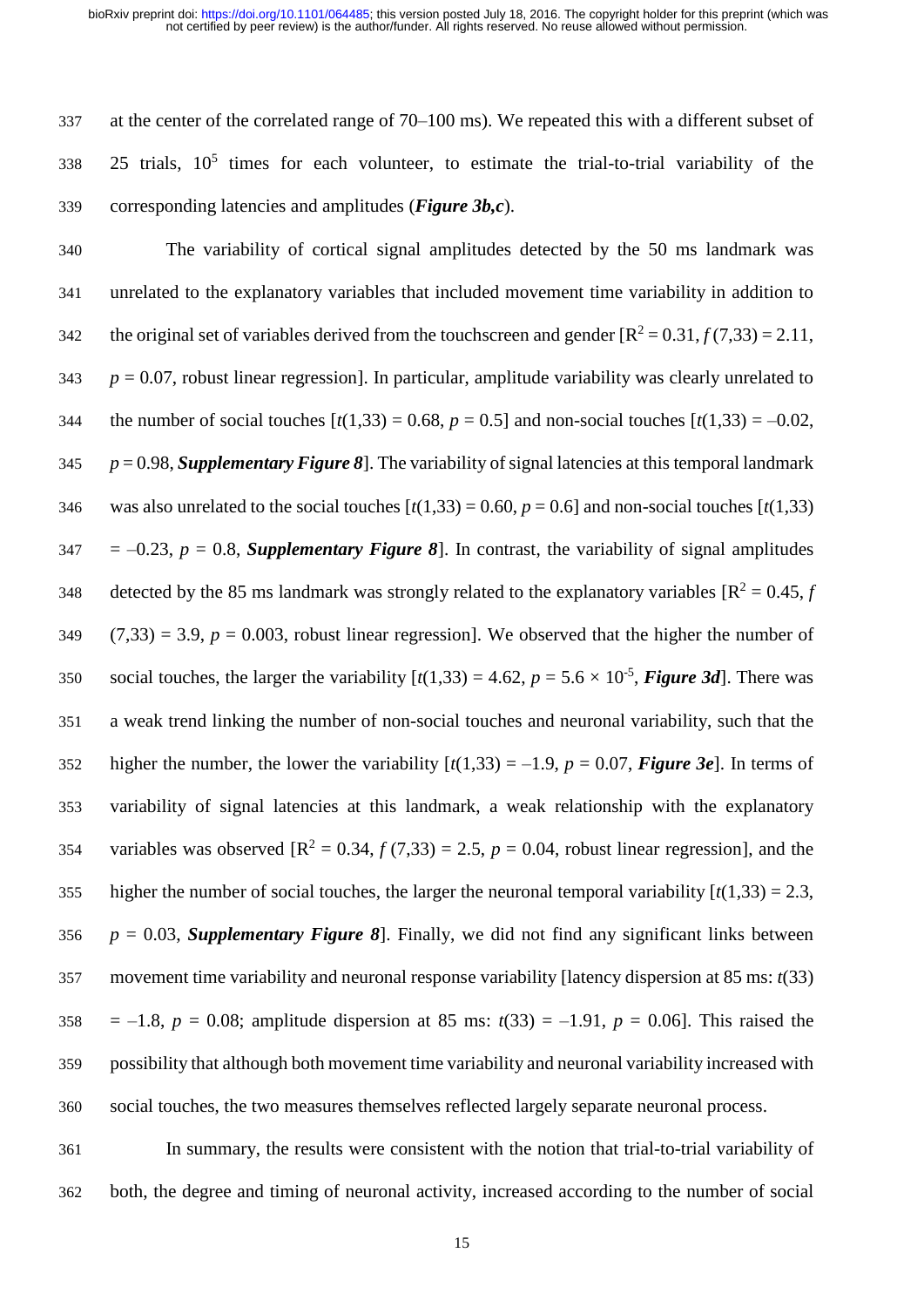at the center of the correlated range of 70–100 ms). We repeated this with a different subset of 25 trials, $10^5$ times for each volunteer, to estimate the trial-to-trial variability of the corresponding latencies and amplitudes (***Figure 3b,c***).

The variability of cortical signal amplitudes detected by the 50 ms landmark was unrelated to the explanatory variables that included movement time variability in addition to the original set of variables derived from the touchscreen and gender [$R^2 = 0.31$, $f\,(7{,}33) = 2.11$, $p = 0.07$, robust linear regression]. In particular, amplitude variability was clearly unrelated to the number of social touches [$t(1{,}33) = 0.68$, $p = 0.5$] and non-social touches [$t(1{,}33) = -0.02$, $p = 0.98$, ***Supplementary Figure 8***]. The variability of signal latencies at this temporal landmark was also unrelated to the social touches [$t(1{,}33) = 0.60$, $p = 0.6$] and non-social touches [$t(1{,}33) = -0.23$, $p = 0.8$, ***Supplementary Figure 8***]. In contrast, the variability of signal amplitudes detected by the 85 ms landmark was strongly related to the explanatory variables [$R^2 = 0.45$, $f\,(7{,}33) = 3.9$, $p = 0.003$, robust linear regression]. We observed that the higher the number of social touches, the larger the variability [$t(1{,}33) = 4.62$, $p = 5.6 \times 10^{-5}$, ***Figure 3d***]. There was a weak trend linking the number of non-social touches and neuronal variability, such that the higher the number, the lower the variability [$t(1{,}33) = -1.9$, $p = 0.07$, ***Figure 3e***]. In terms of variability of signal latencies at this landmark, a weak relationship with the explanatory variables was observed [$R^2 = 0.34$, $f\,(7{,}33) = 2.5$, $p = 0.04$, robust linear regression], and the higher the number of social touches, the larger the neuronal temporal variability [$t(1{,}33) = 2.3$, $p = 0.03$, ***Supplementary Figure 8***]. Finally, we did not find any significant links between movement time variability and neuronal response variability [latency dispersion at 85 ms: $t(33) = -1.8$, $p = 0.08$; amplitude dispersion at 85 ms: $t(33) = -1.91$, $p = 0.06$]. This raised the possibility that although both movement time variability and neuronal variability increased with social touches, the two measures themselves reflected largely separate neuronal process.

In summary, the results were consistent with the notion that trial-to-trial variability of both, the degree and timing of neuronal activity, increased according to the number of social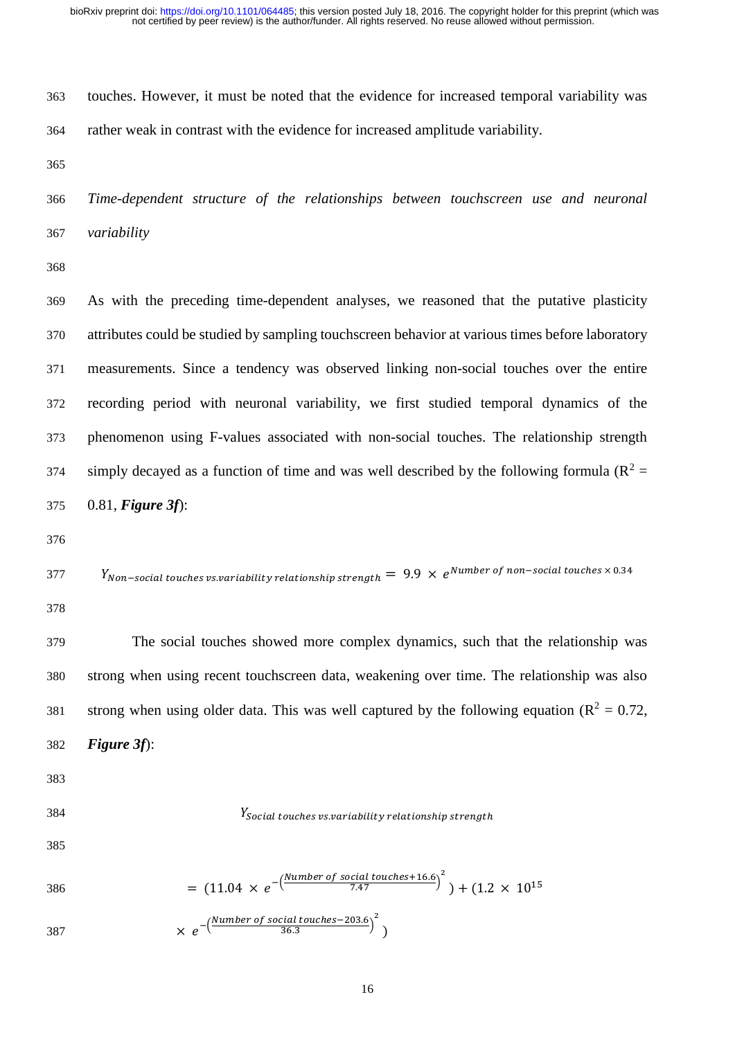touches. However, it must be noted that the evidence for increased temporal variability was rather weak in contrast with the evidence for increased amplitude variability.

*Time-dependent structure of the relationships between touchscreen use and neuronal variability*

As with the preceding time-dependent analyses, we reasoned that the putative plasticity attributes could be studied by sampling touchscreen behavior at various times before laboratory measurements. Since a tendency was observed linking non-social touches over the entire recording period with neuronal variability, we first studied temporal dynamics of the phenomenon using F-values associated with non-social touches. The relationship strength simply decayed as a function of time and was well described by the following formula ($R^2$ = 0.81, ***Figure 3f***):

$$Y_{Non-social\ touches\ vs.variability\ relationship\ strength} = 9.9 \times e^{Number\ of\ non-social\ touches \times 0.34}$$

The social touches showed more complex dynamics, such that the relationship was strong when using recent touchscreen data, weakening over time. The relationship was also strong when using older data. This was well captured by the following equation ($R^2$ = 0.72, ***Figure 3f***):

$$Y_{Social\ touches\ vs.variability\ relationship\ strength}$$

$$= \left(11.04 \times e^{-\left(\frac{Number\ of\ social\ touches+16.6}{7.47}\right)^2}\right) + \left(1.2 \times 10^{15} \times e^{-\left(\frac{Number\ of\ social\ touches-203.6}{36.3}\right)^2}\right)$$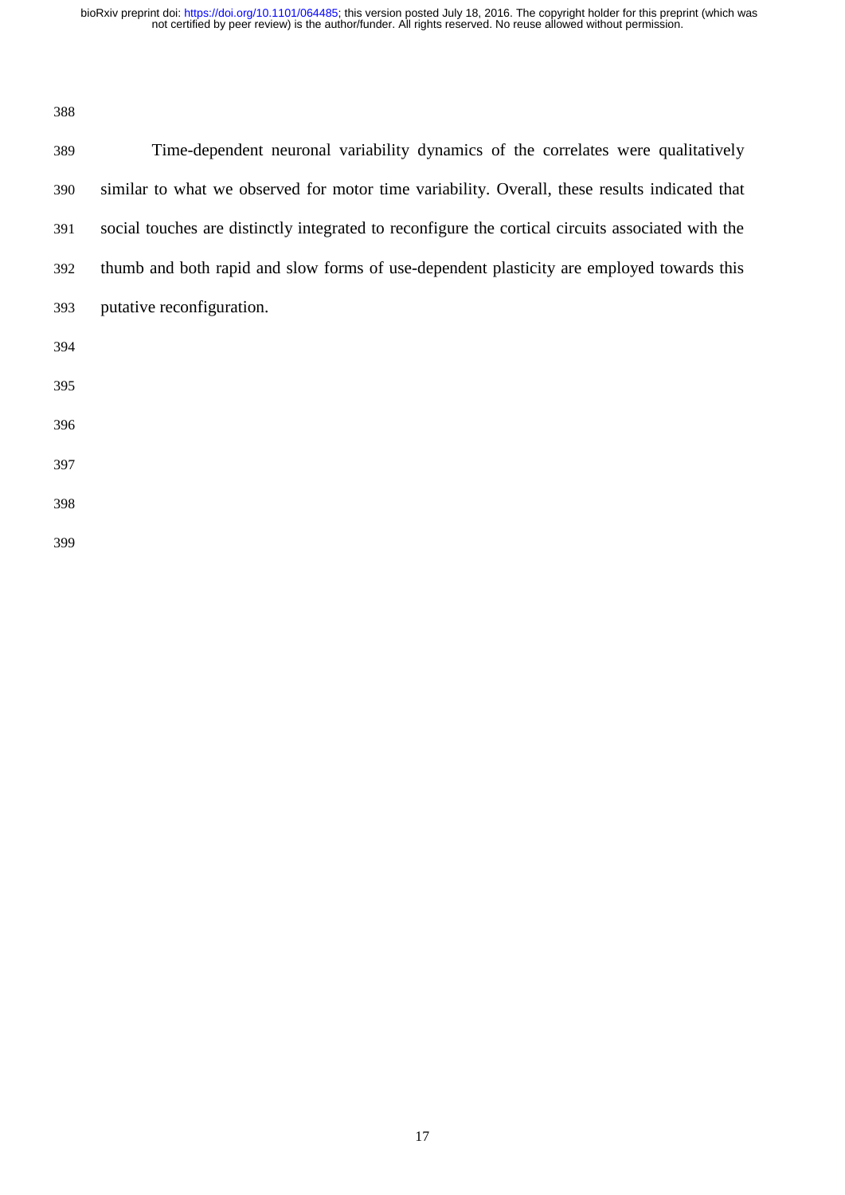Time-dependent neuronal variability dynamics of the correlates were qualitatively similar to what we observed for motor time variability. Overall, these results indicated that social touches are distinctly integrated to reconfigure the cortical circuits associated with the thumb and both rapid and slow forms of use-dependent plasticity are employed towards this putative reconfiguration.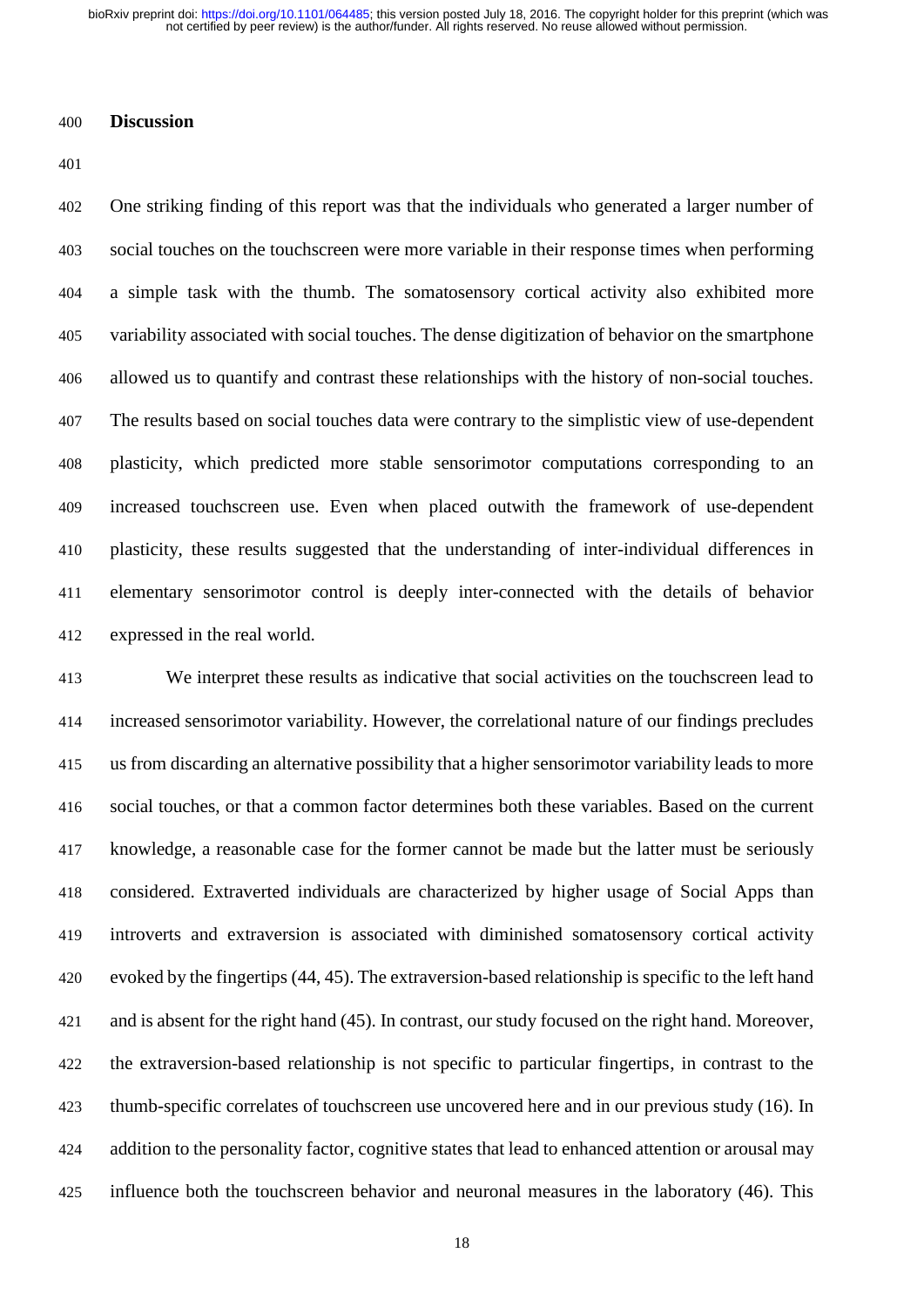## Discussion

One striking finding of this report was that the individuals who generated a larger number of social touches on the touchscreen were more variable in their response times when performing a simple task with the thumb. The somatosensory cortical activity also exhibited more variability associated with social touches. The dense digitization of behavior on the smartphone allowed us to quantify and contrast these relationships with the history of non-social touches. The results based on social touches data were contrary to the simplistic view of use-dependent plasticity, which predicted more stable sensorimotor computations corresponding to an increased touchscreen use. Even when placed outwith the framework of use-dependent plasticity, these results suggested that the understanding of inter-individual differences in elementary sensorimotor control is deeply inter-connected with the details of behavior expressed in the real world.

We interpret these results as indicative that social activities on the touchscreen lead to increased sensorimotor variability. However, the correlational nature of our findings precludes us from discarding an alternative possibility that a higher sensorimotor variability leads to more social touches, or that a common factor determines both these variables. Based on the current knowledge, a reasonable case for the former cannot be made but the latter must be seriously considered. Extraverted individuals are characterized by higher usage of Social Apps than introverts and extraversion is associated with diminished somatosensory cortical activity evoked by the fingertips (44, 45). The extraversion-based relationship is specific to the left hand and is absent for the right hand (45). In contrast, our study focused on the right hand. Moreover, the extraversion-based relationship is not specific to particular fingertips, in contrast to the thumb-specific correlates of touchscreen use uncovered here and in our previous study (16). In addition to the personality factor, cognitive states that lead to enhanced attention or arousal may influence both the touchscreen behavior and neuronal measures in the laboratory (46). This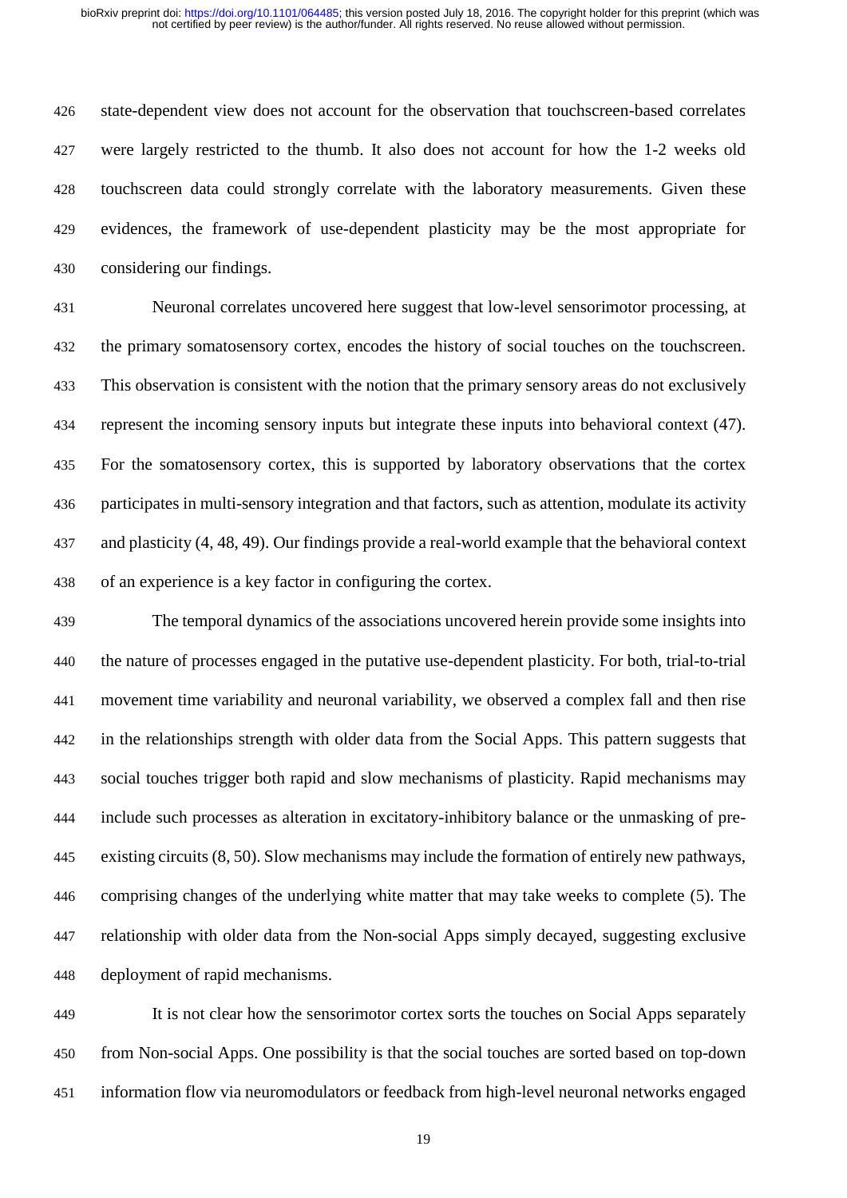state-dependent view does not account for the observation that touchscreen-based correlates were largely restricted to the thumb. It also does not account for how the 1-2 weeks old touchscreen data could strongly correlate with the laboratory measurements. Given these evidences, the framework of use-dependent plasticity may be the most appropriate for considering our findings.

Neuronal correlates uncovered here suggest that low-level sensorimotor processing, at the primary somatosensory cortex, encodes the history of social touches on the touchscreen. This observation is consistent with the notion that the primary sensory areas do not exclusively represent the incoming sensory inputs but integrate these inputs into behavioral context (47). For the somatosensory cortex, this is supported by laboratory observations that the cortex participates in multi-sensory integration and that factors, such as attention, modulate its activity and plasticity (4, 48, 49). Our findings provide a real-world example that the behavioral context of an experience is a key factor in configuring the cortex.

The temporal dynamics of the associations uncovered herein provide some insights into the nature of processes engaged in the putative use-dependent plasticity. For both, trial-to-trial movement time variability and neuronal variability, we observed a complex fall and then rise in the relationships strength with older data from the Social Apps. This pattern suggests that social touches trigger both rapid and slow mechanisms of plasticity. Rapid mechanisms may include such processes as alteration in excitatory-inhibitory balance or the unmasking of pre-existing circuits (8, 50). Slow mechanisms may include the formation of entirely new pathways, comprising changes of the underlying white matter that may take weeks to complete (5). The relationship with older data from the Non-social Apps simply decayed, suggesting exclusive deployment of rapid mechanisms.

It is not clear how the sensorimotor cortex sorts the touches on Social Apps separately from Non-social Apps. One possibility is that the social touches are sorted based on top-down information flow via neuromodulators or feedback from high-level neuronal networks engaged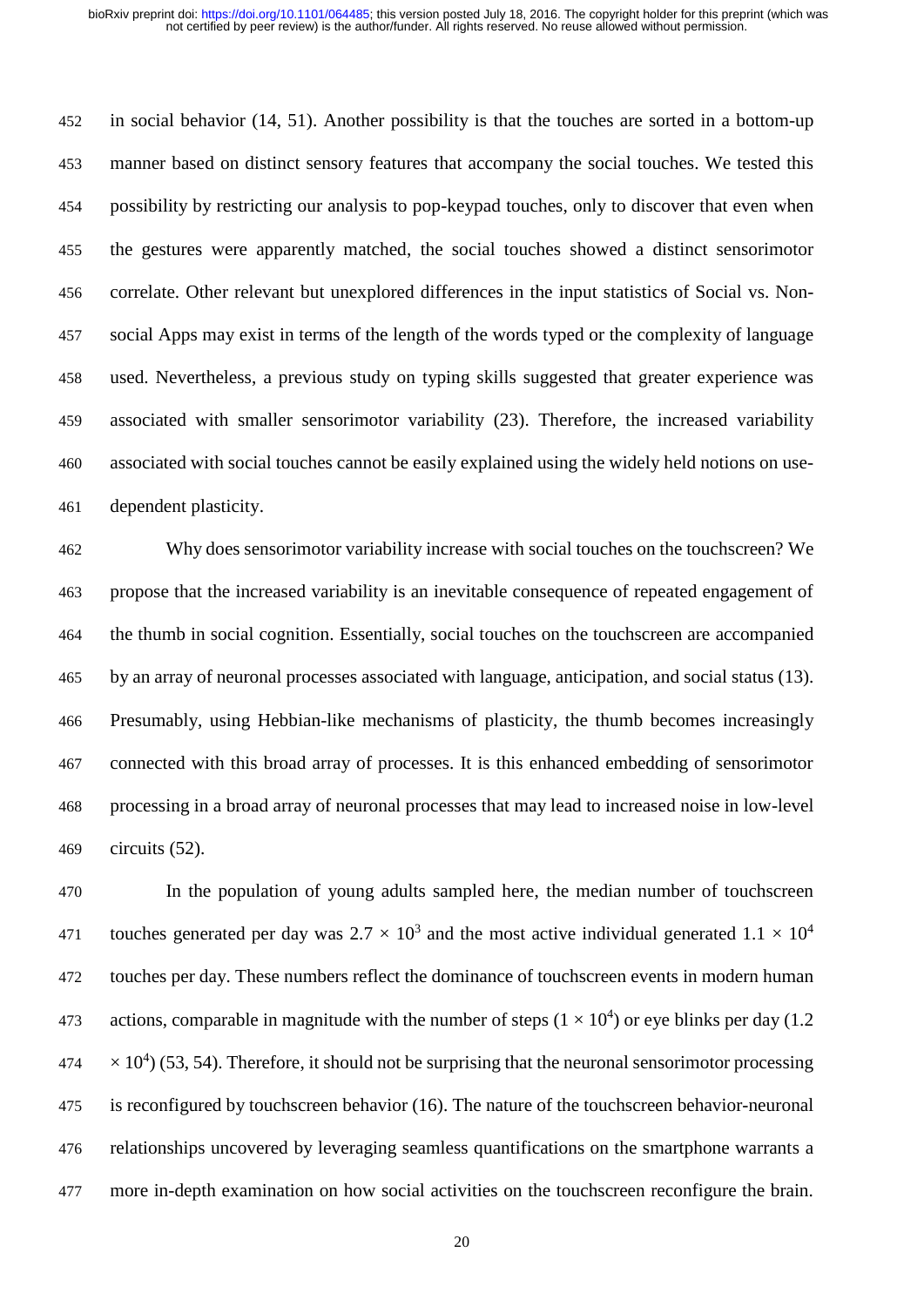in social behavior (14, 51). Another possibility is that the touches are sorted in a bottom-up manner based on distinct sensory features that accompany the social touches. We tested this possibility by restricting our analysis to pop-keypad touches, only to discover that even when the gestures were apparently matched, the social touches showed a distinct sensorimotor correlate. Other relevant but unexplored differences in the input statistics of Social vs. Non-social Apps may exist in terms of the length of the words typed or the complexity of language used. Nevertheless, a previous study on typing skills suggested that greater experience was associated with smaller sensorimotor variability (23). Therefore, the increased variability associated with social touches cannot be easily explained using the widely held notions on use-dependent plasticity.

Why does sensorimotor variability increase with social touches on the touchscreen? We propose that the increased variability is an inevitable consequence of repeated engagement of the thumb in social cognition. Essentially, social touches on the touchscreen are accompanied by an array of neuronal processes associated with language, anticipation, and social status (13). Presumably, using Hebbian-like mechanisms of plasticity, the thumb becomes increasingly connected with this broad array of processes. It is this enhanced embedding of sensorimotor processing in a broad array of neuronal processes that may lead to increased noise in low-level circuits (52).

In the population of young adults sampled here, the median number of touchscreen touches generated per day was $2.7 \times 10^3$ and the most active individual generated $1.1 \times 10^4$ touches per day. These numbers reflect the dominance of touchscreen events in modern human actions, comparable in magnitude with the number of steps ($1 \times 10^4$) or eye blinks per day ($1.2 \times 10^4$) (53, 54). Therefore, it should not be surprising that the neuronal sensorimotor processing is reconfigured by touchscreen behavior (16). The nature of the touchscreen behavior-neuronal relationships uncovered by leveraging seamless quantifications on the smartphone warrants a more in-depth examination on how social activities on the touchscreen reconfigure the brain.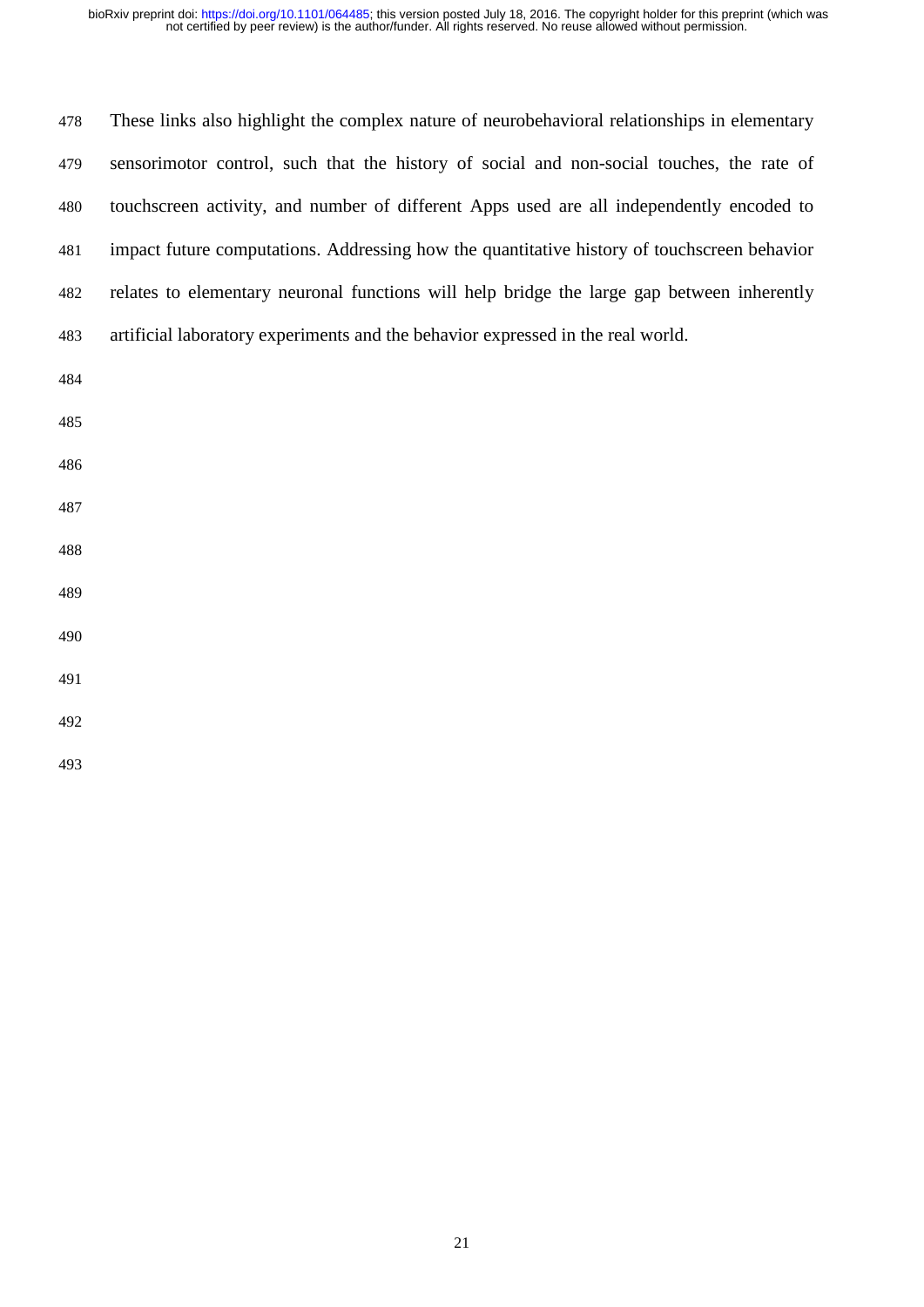These links also highlight the complex nature of neurobehavioral relationships in elementary sensorimotor control, such that the history of social and non-social touches, the rate of touchscreen activity, and number of different Apps used are all independently encoded to impact future computations. Addressing how the quantitative history of touchscreen behavior relates to elementary neuronal functions will help bridge the large gap between inherently artificial laboratory experiments and the behavior expressed in the real world.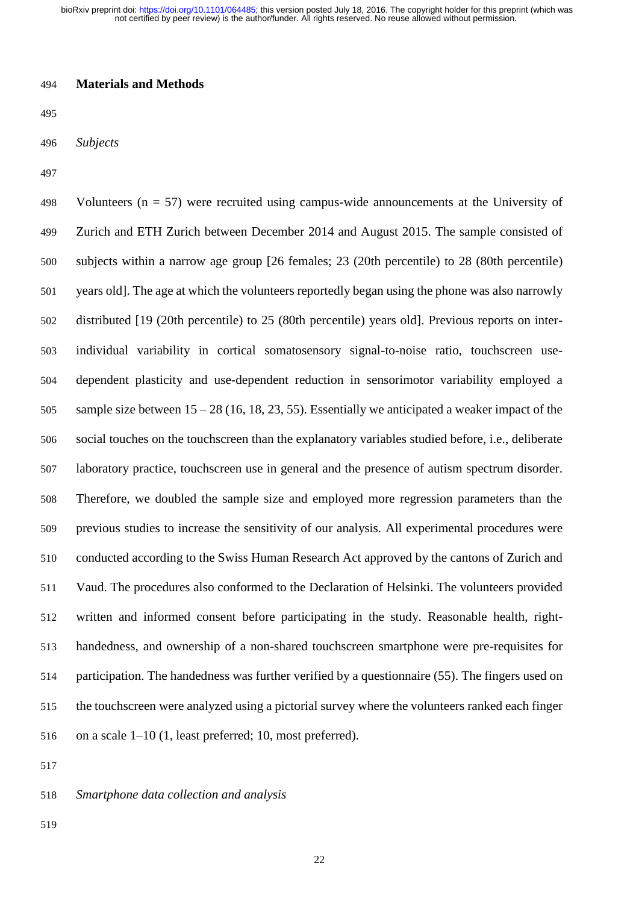## Materials and Methods

*Subjects*

Volunteers (n = 57) were recruited using campus-wide announcements at the University of Zurich and ETH Zurich between December 2014 and August 2015. The sample consisted of subjects within a narrow age group [26 females; 23 (20th percentile) to 28 (80th percentile) years old]. The age at which the volunteers reportedly began using the phone was also narrowly distributed [19 (20th percentile) to 25 (80th percentile) years old]. Previous reports on inter-individual variability in cortical somatosensory signal-to-noise ratio, touchscreen use-dependent plasticity and use-dependent reduction in sensorimotor variability employed a sample size between 15 – 28 (16, 18, 23, 55). Essentially we anticipated a weaker impact of the social touches on the touchscreen than the explanatory variables studied before, i.e., deliberate laboratory practice, touchscreen use in general and the presence of autism spectrum disorder. Therefore, we doubled the sample size and employed more regression parameters than the previous studies to increase the sensitivity of our analysis. All experimental procedures were conducted according to the Swiss Human Research Act approved by the cantons of Zurich and Vaud. The procedures also conformed to the Declaration of Helsinki. The volunteers provided written and informed consent before participating in the study. Reasonable health, right-handedness, and ownership of a non-shared touchscreen smartphone were pre-requisites for participation. The handedness was further verified by a questionnaire (55). The fingers used on the touchscreen were analyzed using a pictorial survey where the volunteers ranked each finger on a scale 1–10 (1, least preferred; 10, most preferred).

*Smartphone data collection and analysis*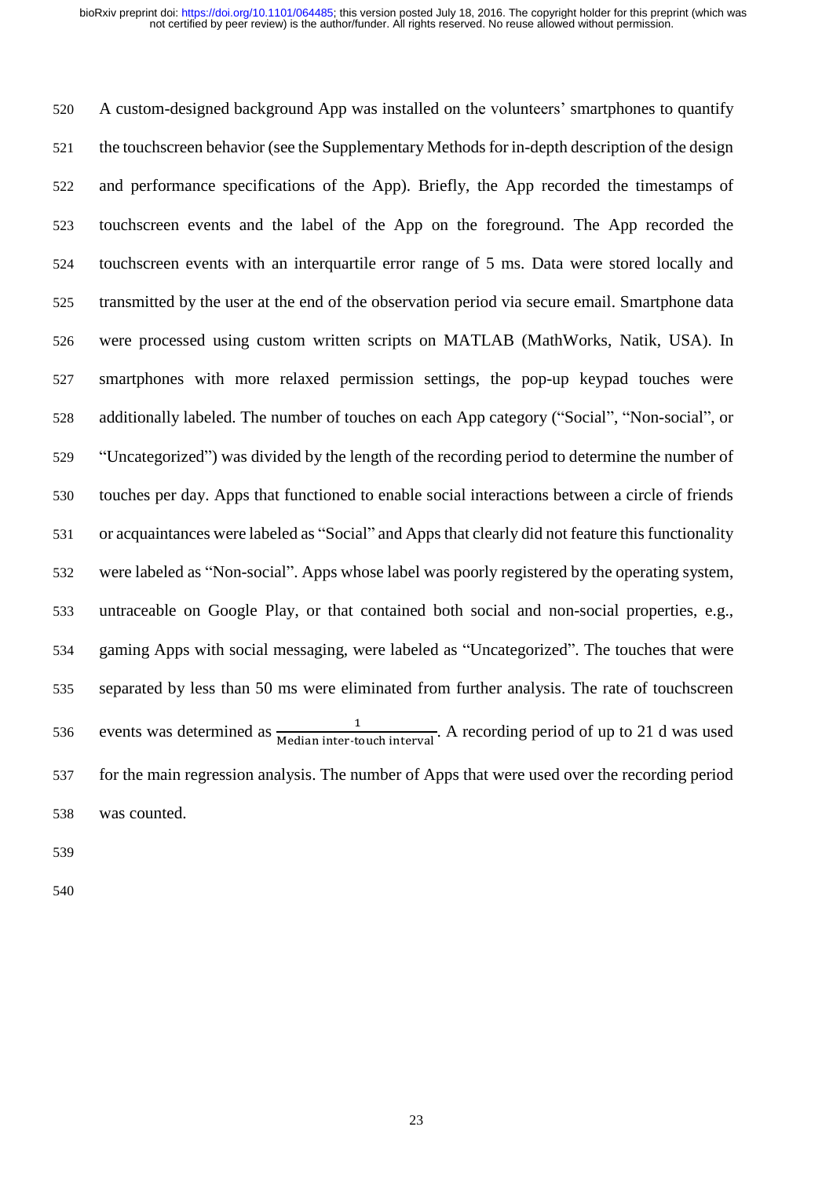A custom-designed background App was installed on the volunteers' smartphones to quantify the touchscreen behavior (see the Supplementary Methods for in-depth description of the design and performance specifications of the App). Briefly, the App recorded the timestamps of touchscreen events and the label of the App on the foreground. The App recorded the touchscreen events with an interquartile error range of 5 ms. Data were stored locally and transmitted by the user at the end of the observation period via secure email. Smartphone data were processed using custom written scripts on MATLAB (MathWorks, Natik, USA). In smartphones with more relaxed permission settings, the pop-up keypad touches were additionally labeled. The number of touches on each App category ("Social", "Non-social", or "Uncategorized") was divided by the length of the recording period to determine the number of touches per day. Apps that functioned to enable social interactions between a circle of friends or acquaintances were labeled as "Social" and Apps that clearly did not feature this functionality were labeled as "Non-social". Apps whose label was poorly registered by the operating system, untraceable on Google Play, or that contained both social and non-social properties, e.g., gaming Apps with social messaging, were labeled as "Uncategorized". The touches that were separated by less than 50 ms were eliminated from further analysis. The rate of touchscreen events was determined as $\frac{1}{\text{Median inter-touch interval}}$. A recording period of up to 21 d was used for the main regression analysis. The number of Apps that were used over the recording period was counted.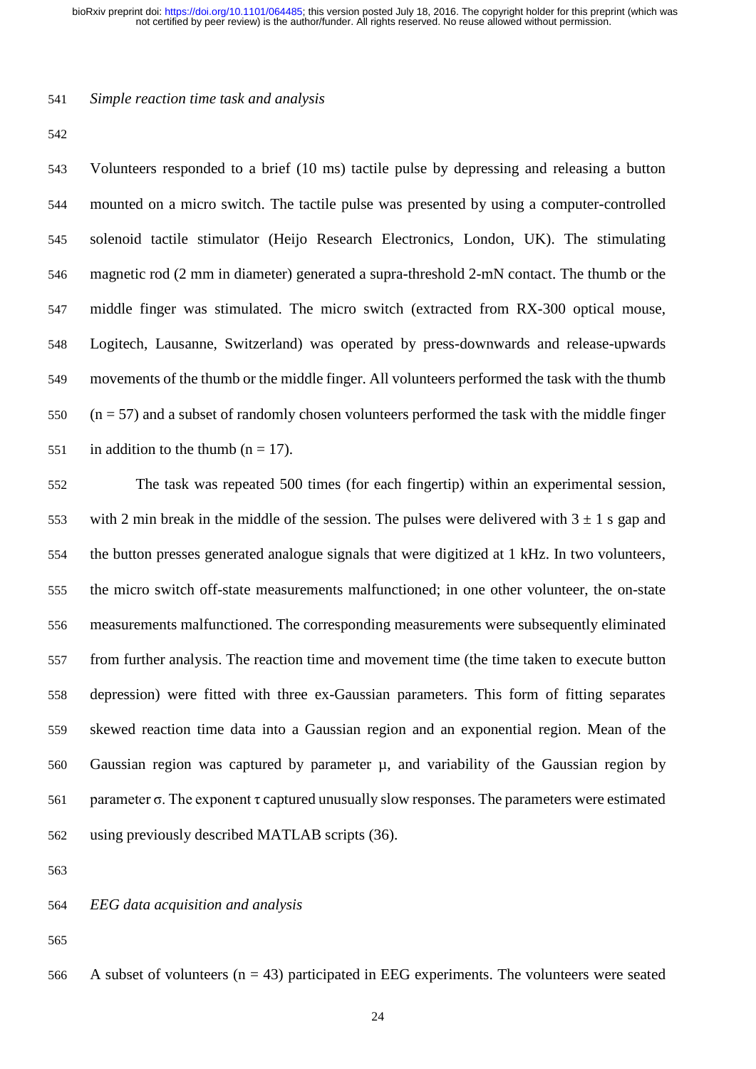*Simple reaction time task and analysis*

Volunteers responded to a brief (10 ms) tactile pulse by depressing and releasing a button mounted on a micro switch. The tactile pulse was presented by using a computer-controlled solenoid tactile stimulator (Heijo Research Electronics, London, UK). The stimulating magnetic rod (2 mm in diameter) generated a supra-threshold 2-mN contact. The thumb or the middle finger was stimulated. The micro switch (extracted from RX-300 optical mouse, Logitech, Lausanne, Switzerland) was operated by press-downwards and release-upwards movements of the thumb or the middle finger. All volunteers performed the task with the thumb ($n = 57$) and a subset of randomly chosen volunteers performed the task with the middle finger in addition to the thumb ($n = 17$).

The task was repeated 500 times (for each fingertip) within an experimental session, with 2 min break in the middle of the session. The pulses were delivered with $3 \pm 1$ s gap and the button presses generated analogue signals that were digitized at 1 kHz. In two volunteers, the micro switch off-state measurements malfunctioned; in one other volunteer, the on-state measurements malfunctioned. The corresponding measurements were subsequently eliminated from further analysis. The reaction time and movement time (the time taken to execute button depression) were fitted with three ex-Gaussian parameters. This form of fitting separates skewed reaction time data into a Gaussian region and an exponential region. Mean of the Gaussian region was captured by parameter $\mu$, and variability of the Gaussian region by parameter $\sigma$. The exponent $\tau$ captured unusually slow responses. The parameters were estimated using previously described MATLAB scripts (36).

*EEG data acquisition and analysis*

A subset of volunteers ($n = 43$) participated in EEG experiments. The volunteers were seated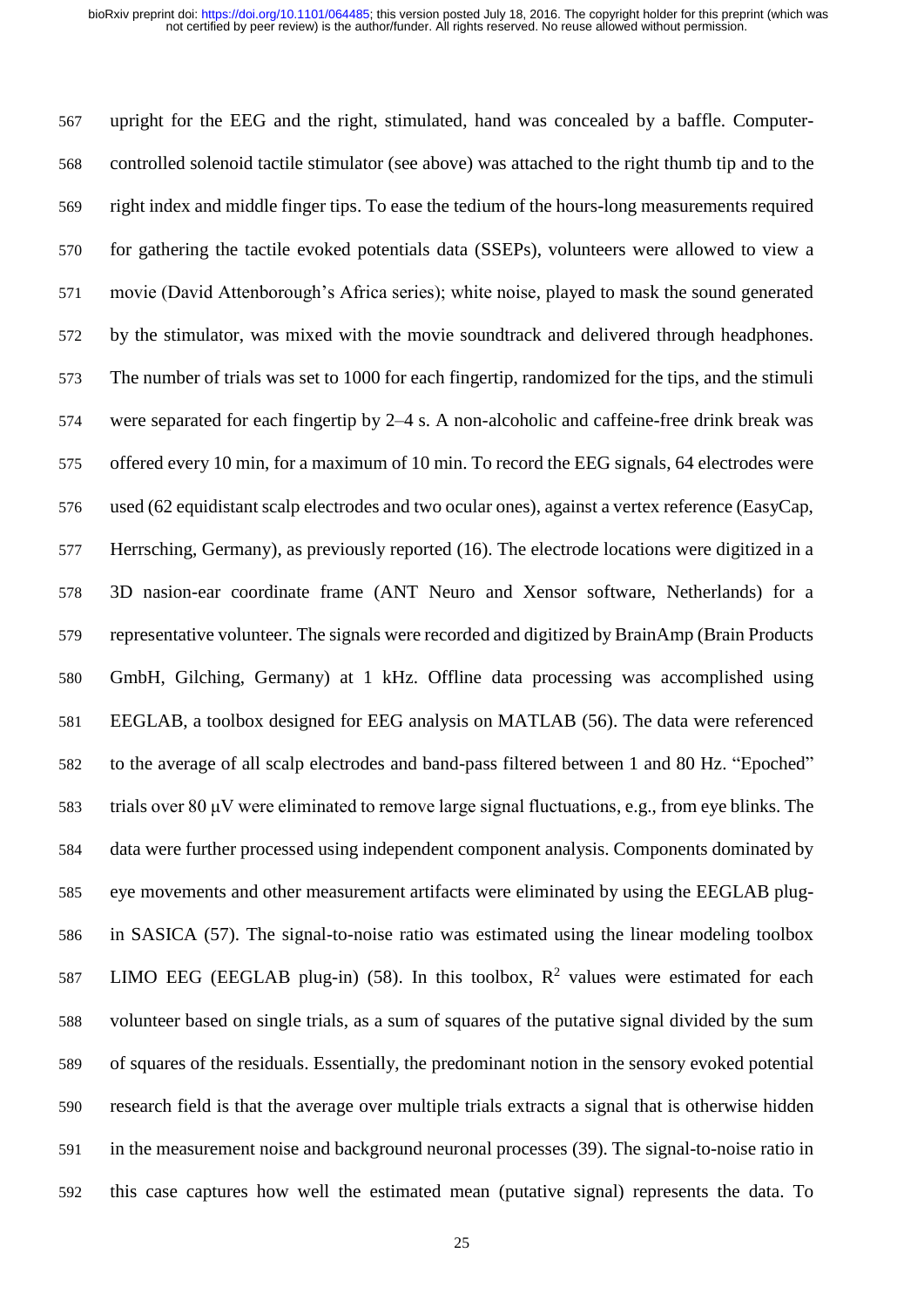upright for the EEG and the right, stimulated, hand was concealed by a baffle. Computer-controlled solenoid tactile stimulator (see above) was attached to the right thumb tip and to the right index and middle finger tips. To ease the tedium of the hours-long measurements required for gathering the tactile evoked potentials data (SSEPs), volunteers were allowed to view a movie (David Attenborough's Africa series); white noise, played to mask the sound generated by the stimulator, was mixed with the movie soundtrack and delivered through headphones. The number of trials was set to 1000 for each fingertip, randomized for the tips, and the stimuli were separated for each fingertip by 2–4 s. A non-alcoholic and caffeine-free drink break was offered every 10 min, for a maximum of 10 min. To record the EEG signals, 64 electrodes were used (62 equidistant scalp electrodes and two ocular ones), against a vertex reference (EasyCap, Herrsching, Germany), as previously reported (16). The electrode locations were digitized in a 3D nasion-ear coordinate frame (ANT Neuro and Xensor software, Netherlands) for a representative volunteer. The signals were recorded and digitized by BrainAmp (Brain Products GmbH, Gilching, Germany) at 1 kHz. Offline data processing was accomplished using EEGLAB, a toolbox designed for EEG analysis on MATLAB (56). The data were referenced to the average of all scalp electrodes and band-pass filtered between 1 and 80 Hz. "Epoched" trials over 80 µV were eliminated to remove large signal fluctuations, e.g., from eye blinks. The data were further processed using independent component analysis. Components dominated by eye movements and other measurement artifacts were eliminated by using the EEGLAB plug-in SASICA (57). The signal-to-noise ratio was estimated using the linear modeling toolbox LIMO EEG (EEGLAB plug-in) (58). In this toolbox, $R^2$ values were estimated for each volunteer based on single trials, as a sum of squares of the putative signal divided by the sum of squares of the residuals. Essentially, the predominant notion in the sensory evoked potential research field is that the average over multiple trials extracts a signal that is otherwise hidden in the measurement noise and background neuronal processes (39). The signal-to-noise ratio in this case captures how well the estimated mean (putative signal) represents the data. To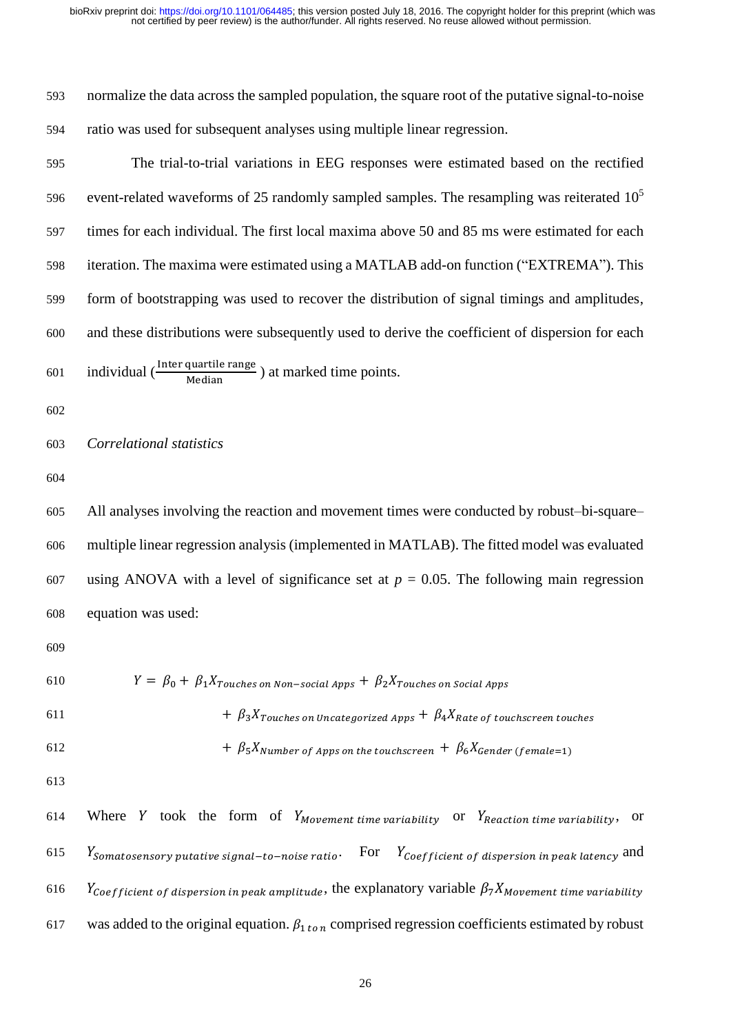normalize the data across the sampled population, the square root of the putative signal-to-noise ratio was used for subsequent analyses using multiple linear regression.

The trial-to-trial variations in EEG responses were estimated based on the rectified event-related waveforms of 25 randomly sampled samples. The resampling was reiterated $10^5$ times for each individual. The first local maxima above 50 and 85 ms were estimated for each iteration. The maxima were estimated using a MATLAB add-on function ("EXTREMA"). This form of bootstrapping was used to recover the distribution of signal timings and amplitudes, and these distributions were subsequently used to derive the coefficient of dispersion for each individual ($\frac{\text{Inter quartile range}}{\text{Median}}$) at marked time points.

*Correlational statistics*

All analyses involving the reaction and movement times were conducted by robust–bi-square–multiple linear regression analysis (implemented in MATLAB). The fitted model was evaluated using ANOVA with a level of significance set at $p$ = 0.05. The following main regression equation was used:

$$
\begin{aligned}
Y = \beta_0 + \beta_1 X_{Touches\ on\ Non-social\ Apps} + \beta_2 X_{Touches\ on\ Social\ Apps} \\
+ \beta_3 X_{Touches\ on\ Uncategorized\ Apps} + \beta_4 X_{Rate\ of\ touchscreen\ touches} \\
+ \beta_5 X_{Number\ of\ Apps\ on\ the\ touchscreen} + \beta_6 X_{Gender\ (female=1)}
\end{aligned}
$$

Where $Y$ took the form of $Y_{Movement\ time\ variability}$ or $Y_{Reaction\ time\ variability}$, or $Y_{Somatosensory\ putative\ signal-to-noise\ ratio}$. For $Y_{Coefficient\ of\ dispersion\ in\ peak\ latency}$ and $Y_{Coefficient\ of\ dispersion\ in\ peak\ amplitude}$, the explanatory variable $\beta_7 X_{Movement\ time\ variability}$ was added to the original equation. $\beta_{1\ to\ n}$ comprised regression coefficients estimated by robust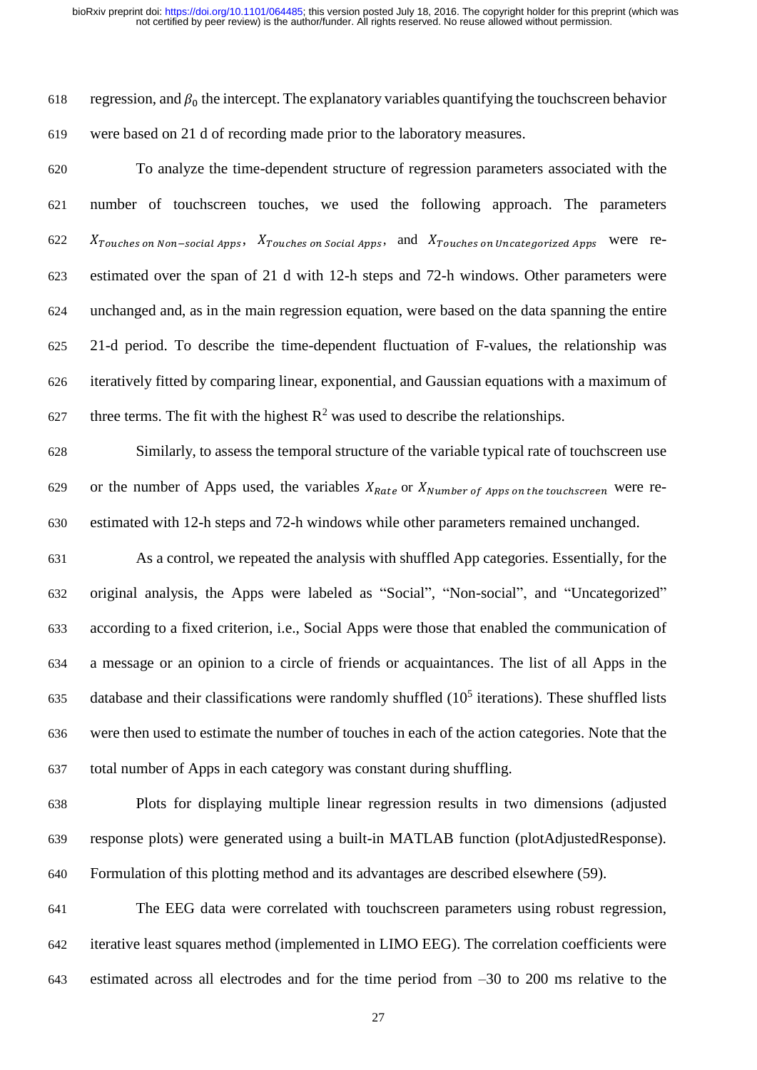regression, and $\beta_0$ the intercept. The explanatory variables quantifying the touchscreen behavior were based on 21 d of recording made prior to the laboratory measures.

To analyze the time-dependent structure of regression parameters associated with the number of touchscreen touches, we used the following approach. The parameters $X_{Touches\ on\ Non-social\ Apps}$, $X_{Touches\ on\ Social\ Apps}$, and $X_{Touches\ on\ Uncategorized\ Apps}$ were re-estimated over the span of 21 d with 12-h steps and 72-h windows. Other parameters were unchanged and, as in the main regression equation, were based on the data spanning the entire 21-d period. To describe the time-dependent fluctuation of F-values, the relationship was iteratively fitted by comparing linear, exponential, and Gaussian equations with a maximum of three terms. The fit with the highest $R^2$ was used to describe the relationships.

Similarly, to assess the temporal structure of the variable typical rate of touchscreen use or the number of Apps used, the variables $X_{Rate}$ or $X_{Number\ of\ Apps\ on\ the\ touchscreen}$ were re-estimated with 12-h steps and 72-h windows while other parameters remained unchanged.

As a control, we repeated the analysis with shuffled App categories. Essentially, for the original analysis, the Apps were labeled as “Social”, “Non-social”, and “Uncategorized” according to a fixed criterion, i.e., Social Apps were those that enabled the communication of a message or an opinion to a circle of friends or acquaintances. The list of all Apps in the database and their classifications were randomly shuffled ($10^5$ iterations). These shuffled lists were then used to estimate the number of touches in each of the action categories. Note that the total number of Apps in each category was constant during shuffling.

Plots for displaying multiple linear regression results in two dimensions (adjusted response plots) were generated using a built-in MATLAB function (plotAdjustedResponse). Formulation of this plotting method and its advantages are described elsewhere (59).

The EEG data were correlated with touchscreen parameters using robust regression, iterative least squares method (implemented in LIMO EEG). The correlation coefficients were estimated across all electrodes and for the time period from –30 to 200 ms relative to the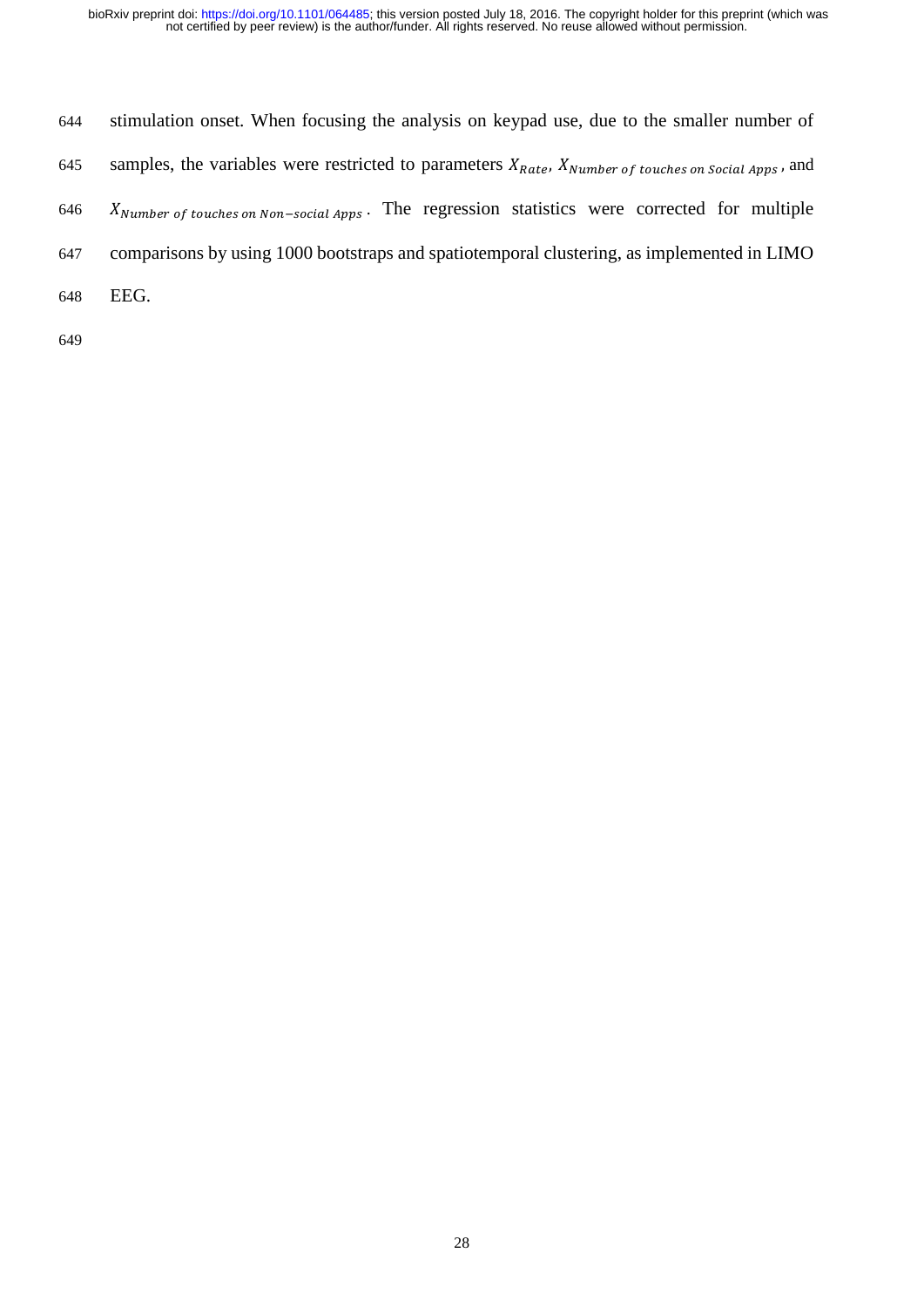stimulation onset. When focusing the analysis on keypad use, due to the smaller number of samples, the variables were restricted to parameters $X_{Rate}$, $X_{Number\ of\ touches\ on\ Social\ Apps}$, and $X_{Number\ of\ touches\ on\ Non-social\ Apps}$. The regression statistics were corrected for multiple comparisons by using 1000 bootstraps and spatiotemporal clustering, as implemented in LIMO EEG.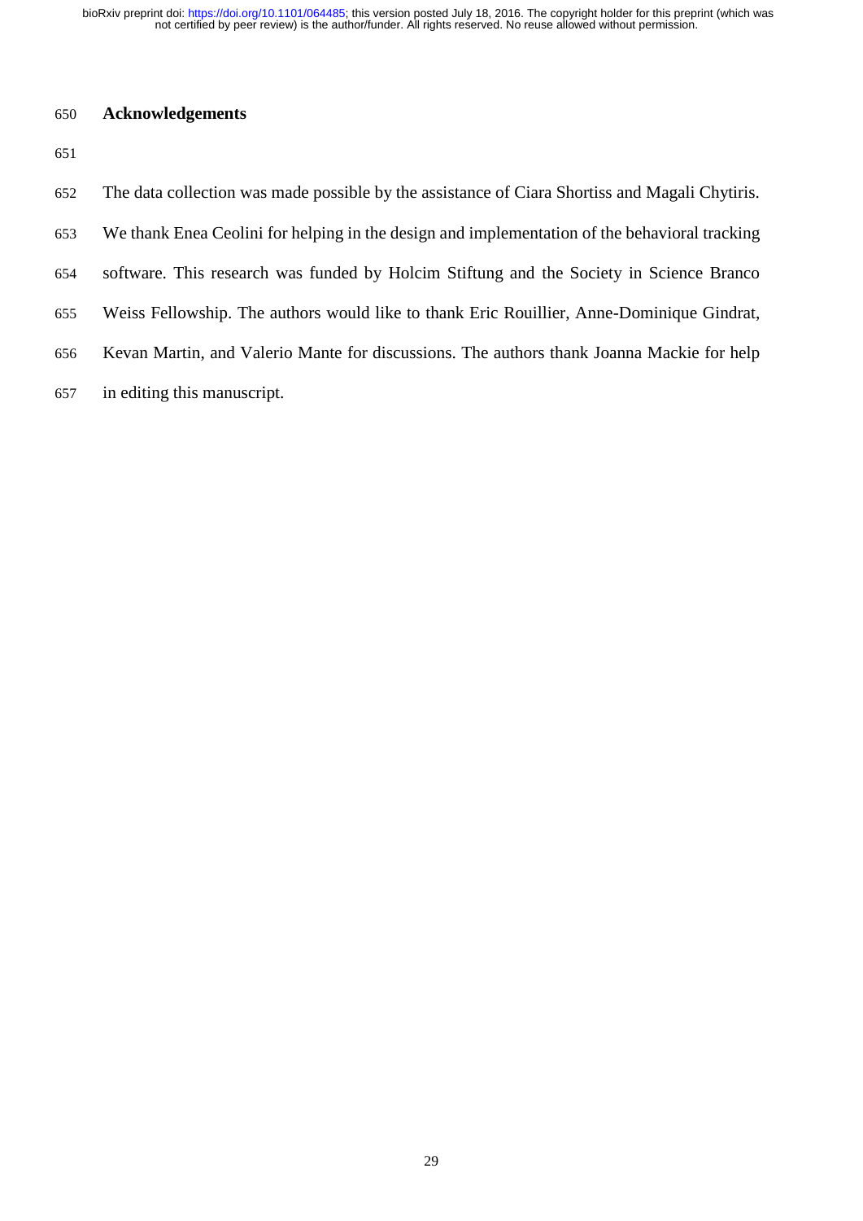## Acknowledgements

The data collection was made possible by the assistance of Ciara Shortiss and Magali Chytiris. We thank Enea Ceolini for helping in the design and implementation of the behavioral tracking software. This research was funded by Holcim Stiftung and the Society in Science Branco Weiss Fellowship. The authors would like to thank Eric Rouillier, Anne-Dominique Gindrat, Kevan Martin, and Valerio Mante for discussions. The authors thank Joanna Mackie for help in editing this manuscript.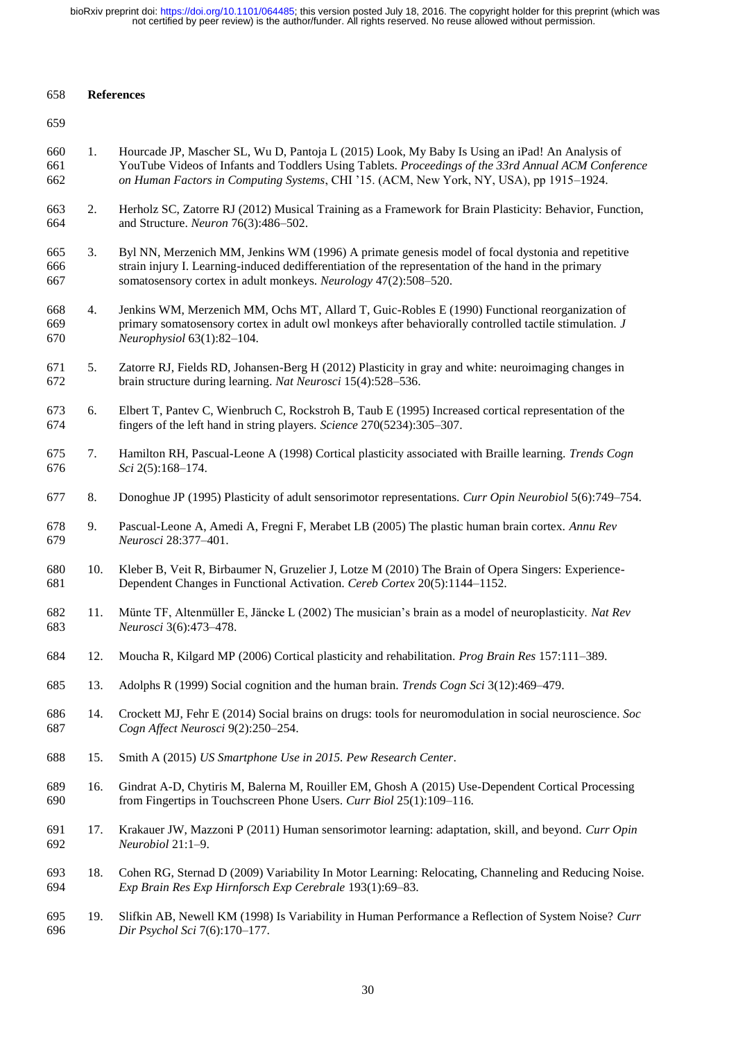## References

1. Hourcade JP, Mascher SL, Wu D, Pantoja L (2015) Look, My Baby Is Using an iPad! An Analysis of YouTube Videos of Infants and Toddlers Using Tablets. *Proceedings of the 33rd Annual ACM Conference on Human Factors in Computing Systems*, CHI '15. (ACM, New York, NY, USA), pp 1915–1924.
2. Herholz SC, Zatorre RJ (2012) Musical Training as a Framework for Brain Plasticity: Behavior, Function, and Structure. *Neuron* 76(3):486–502.
3. Byl NN, Merzenich MM, Jenkins WM (1996) A primate genesis model of focal dystonia and repetitive strain injury I. Learning-induced dedifferentiation of the representation of the hand in the primary somatosensory cortex in adult monkeys. *Neurology* 47(2):508–520.
4. Jenkins WM, Merzenich MM, Ochs MT, Allard T, Guic-Robles E (1990) Functional reorganization of primary somatosensory cortex in adult owl monkeys after behaviorally controlled tactile stimulation. *J Neurophysiol* 63(1):82–104.
5. Zatorre RJ, Fields RD, Johansen-Berg H (2012) Plasticity in gray and white: neuroimaging changes in brain structure during learning. *Nat Neurosci* 15(4):528–536.
6. Elbert T, Pantev C, Wienbruch C, Rockstroh B, Taub E (1995) Increased cortical representation of the fingers of the left hand in string players. *Science* 270(5234):305–307.
7. Hamilton RH, Pascual-Leone A (1998) Cortical plasticity associated with Braille learning. *Trends Cogn Sci* 2(5):168–174.
8. Donoghue JP (1995) Plasticity of adult sensorimotor representations. *Curr Opin Neurobiol* 5(6):749–754.
9. Pascual-Leone A, Amedi A, Fregni F, Merabet LB (2005) The plastic human brain cortex. *Annu Rev Neurosci* 28:377–401.
10. Kleber B, Veit R, Birbaumer N, Gruzelier J, Lotze M (2010) The Brain of Opera Singers: Experience-Dependent Changes in Functional Activation. *Cereb Cortex* 20(5):1144–1152.
11. Münte TF, Altenmüller E, Jäncke L (2002) The musician's brain as a model of neuroplasticity. *Nat Rev Neurosci* 3(6):473–478.
12. Moucha R, Kilgard MP (2006) Cortical plasticity and rehabilitation. *Prog Brain Res* 157:111–389.
13. Adolphs R (1999) Social cognition and the human brain. *Trends Cogn Sci* 3(12):469–479.
14. Crockett MJ, Fehr E (2014) Social brains on drugs: tools for neuromodulation in social neuroscience. *Soc Cogn Affect Neurosci* 9(2):250–254.
15. Smith A (2015) *US Smartphone Use in 2015. Pew Research Center*.
16. Gindrat A-D, Chytiris M, Balerna M, Rouiller EM, Ghosh A (2015) Use-Dependent Cortical Processing from Fingertips in Touchscreen Phone Users. *Curr Biol* 25(1):109–116.
17. Krakauer JW, Mazzoni P (2011) Human sensorimotor learning: adaptation, skill, and beyond. *Curr Opin Neurobiol* 21:1–9.
18. Cohen RG, Sternad D (2009) Variability In Motor Learning: Relocating, Channeling and Reducing Noise. *Exp Brain Res Exp Hirnforsch Exp Cerebrale* 193(1):69–83.
19. Slifkin AB, Newell KM (1998) Is Variability in Human Performance a Reflection of System Noise? *Curr Dir Psychol Sci* 7(6):170–177.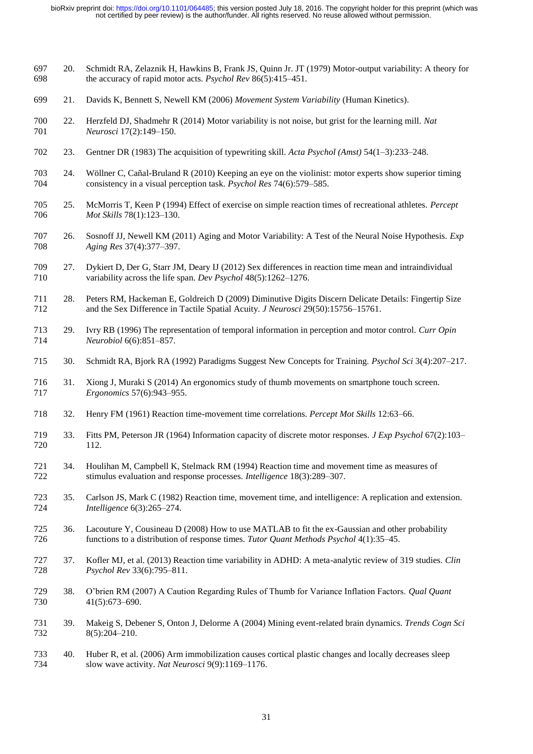20. Schmidt RA, Zelaznik H, Hawkins B, Frank JS, Quinn Jr. JT (1979) Motor-output variability: A theory for the accuracy of rapid motor acts. *Psychol Rev* 86(5):415–451.
21. Davids K, Bennett S, Newell KM (2006) *Movement System Variability* (Human Kinetics).
22. Herzfeld DJ, Shadmehr R (2014) Motor variability is not noise, but grist for the learning mill. *Nat Neurosci* 17(2):149–150.
23. Gentner DR (1983) The acquisition of typewriting skill. *Acta Psychol (Amst)* 54(1–3):233–248.
24. Wöllner C, Cañal-Bruland R (2010) Keeping an eye on the violinist: motor experts show superior timing consistency in a visual perception task. *Psychol Res* 74(6):579–585.
25. McMorris T, Keen P (1994) Effect of exercise on simple reaction times of recreational athletes. *Percept Mot Skills* 78(1):123–130.
26. Sosnoff JJ, Newell KM (2011) Aging and Motor Variability: A Test of the Neural Noise Hypothesis. *Exp Aging Res* 37(4):377–397.
27. Dykiert D, Der G, Starr JM, Deary IJ (2012) Sex differences in reaction time mean and intraindividual variability across the life span. *Dev Psychol* 48(5):1262–1276.
28. Peters RM, Hackeman E, Goldreich D (2009) Diminutive Digits Discern Delicate Details: Fingertip Size and the Sex Difference in Tactile Spatial Acuity. *J Neurosci* 29(50):15756–15761.
29. Ivry RB (1996) The representation of temporal information in perception and motor control. *Curr Opin Neurobiol* 6(6):851–857.
30. Schmidt RA, Bjork RA (1992) Paradigms Suggest New Concepts for Training. *Psychol Sci* 3(4):207–217.
31. Xiong J, Muraki S (2014) An ergonomics study of thumb movements on smartphone touch screen. *Ergonomics* 57(6):943–955.
32. Henry FM (1961) Reaction time-movement time correlations. *Percept Mot Skills* 12:63–66.
33. Fitts PM, Peterson JR (1964) Information capacity of discrete motor responses. *J Exp Psychol* 67(2):103–112.
34. Houlihan M, Campbell K, Stelmack RM (1994) Reaction time and movement time as measures of stimulus evaluation and response processes. *Intelligence* 18(3):289–307.
35. Carlson JS, Mark C (1982) Reaction time, movement time, and intelligence: A replication and extension. *Intelligence* 6(3):265–274.
36. Lacouture Y, Cousineau D (2008) How to use MATLAB to fit the ex-Gaussian and other probability functions to a distribution of response times. *Tutor Quant Methods Psychol* 4(1):35–45.
37. Kofler MJ, et al. (2013) Reaction time variability in ADHD: A meta-analytic review of 319 studies. *Clin Psychol Rev* 33(6):795–811.
38. O'brien RM (2007) A Caution Regarding Rules of Thumb for Variance Inflation Factors. *Qual Quant* 41(5):673–690.
39. Makeig S, Debener S, Onton J, Delorme A (2004) Mining event-related brain dynamics. *Trends Cogn Sci* 8(5):204–210.
40. Huber R, et al. (2006) Arm immobilization causes cortical plastic changes and locally decreases sleep slow wave activity. *Nat Neurosci* 9(9):1169–1176.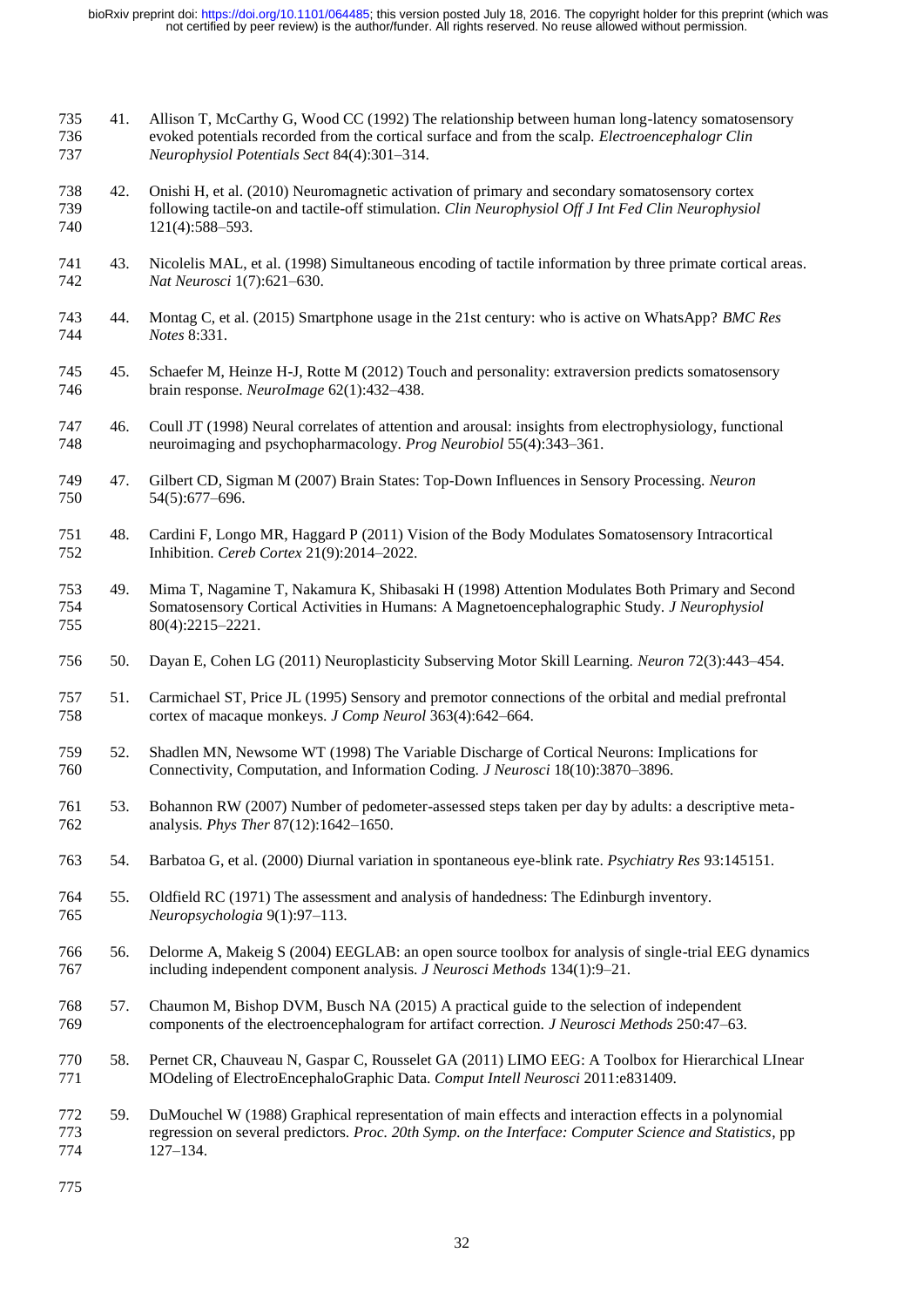41. Allison T, McCarthy G, Wood CC (1992) The relationship between human long-latency somatosensory evoked potentials recorded from the cortical surface and from the scalp. *Electroencephalogr Clin Neurophysiol Potentials Sect* 84(4):301–314.

42. Onishi H, et al. (2010) Neuromagnetic activation of primary and secondary somatosensory cortex following tactile-on and tactile-off stimulation. *Clin Neurophysiol Off J Int Fed Clin Neurophysiol* 121(4):588–593.

43. Nicolelis MAL, et al. (1998) Simultaneous encoding of tactile information by three primate cortical areas. *Nat Neurosci* 1(7):621–630.

44. Montag C, et al. (2015) Smartphone usage in the 21st century: who is active on WhatsApp? *BMC Res Notes* 8:331.

45. Schaefer M, Heinze H-J, Rotte M (2012) Touch and personality: extraversion predicts somatosensory brain response. *NeuroImage* 62(1):432–438.

46. Coull JT (1998) Neural correlates of attention and arousal: insights from electrophysiology, functional neuroimaging and psychopharmacology. *Prog Neurobiol* 55(4):343–361.

47. Gilbert CD, Sigman M (2007) Brain States: Top-Down Influences in Sensory Processing. *Neuron* 54(5):677–696.

48. Cardini F, Longo MR, Haggard P (2011) Vision of the Body Modulates Somatosensory Intracortical Inhibition. *Cereb Cortex* 21(9):2014–2022.

49. Mima T, Nagamine T, Nakamura K, Shibasaki H (1998) Attention Modulates Both Primary and Second Somatosensory Cortical Activities in Humans: A Magnetoencephalographic Study. *J Neurophysiol* 80(4):2215–2221.

50. Dayan E, Cohen LG (2011) Neuroplasticity Subserving Motor Skill Learning. *Neuron* 72(3):443–454.

51. Carmichael ST, Price JL (1995) Sensory and premotor connections of the orbital and medial prefrontal cortex of macaque monkeys. *J Comp Neurol* 363(4):642–664.

52. Shadlen MN, Newsome WT (1998) The Variable Discharge of Cortical Neurons: Implications for Connectivity, Computation, and Information Coding. *J Neurosci* 18(10):3870–3896.

53. Bohannon RW (2007) Number of pedometer-assessed steps taken per day by adults: a descriptive meta-analysis. *Phys Ther* 87(12):1642–1650.

54. Barbatoa G, et al. (2000) Diurnal variation in spontaneous eye-blink rate. *Psychiatry Res* 93:145151.

55. Oldfield RC (1971) The assessment and analysis of handedness: The Edinburgh inventory. *Neuropsychologia* 9(1):97–113.

56. Delorme A, Makeig S (2004) EEGLAB: an open source toolbox for analysis of single-trial EEG dynamics including independent component analysis. *J Neurosci Methods* 134(1):9–21.

57. Chaumon M, Bishop DVM, Busch NA (2015) A practical guide to the selection of independent components of the electroencephalogram for artifact correction. *J Neurosci Methods* 250:47–63.

58. Pernet CR, Chauveau N, Gaspar C, Rousselet GA (2011) LIMO EEG: A Toolbox for Hierarchical LInear MOdeling of ElectroEncephaloGraphic Data. *Comput Intell Neurosci* 2011:e831409.

59. DuMouchel W (1988) Graphical representation of main effects and interaction effects in a polynomial regression on several predictors. *Proc. 20th Symp. on the Interface: Computer Science and Statistics*, pp 127–134.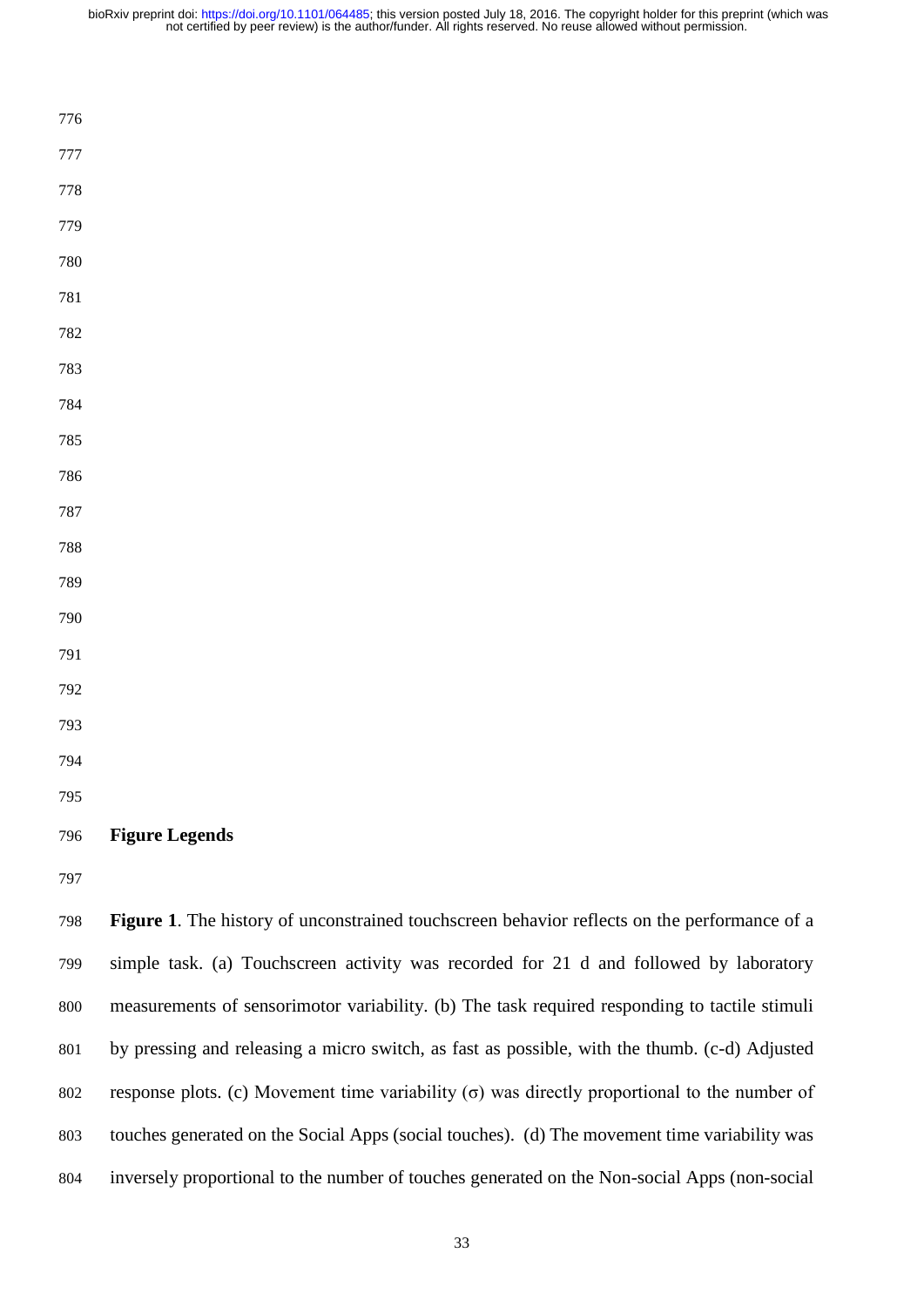## Figure Legends

**Figure 1**. The history of unconstrained touchscreen behavior reflects on the performance of a simple task. (a) Touchscreen activity was recorded for 21 d and followed by laboratory measurements of sensorimotor variability. (b) The task required responding to tactile stimuli by pressing and releasing a micro switch, as fast as possible, with the thumb. (c-d) Adjusted response plots. (c) Movement time variability ($\sigma$) was directly proportional to the number of touches generated on the Social Apps (social touches). (d) The movement time variability was inversely proportional to the number of touches generated on the Non-social Apps (non-social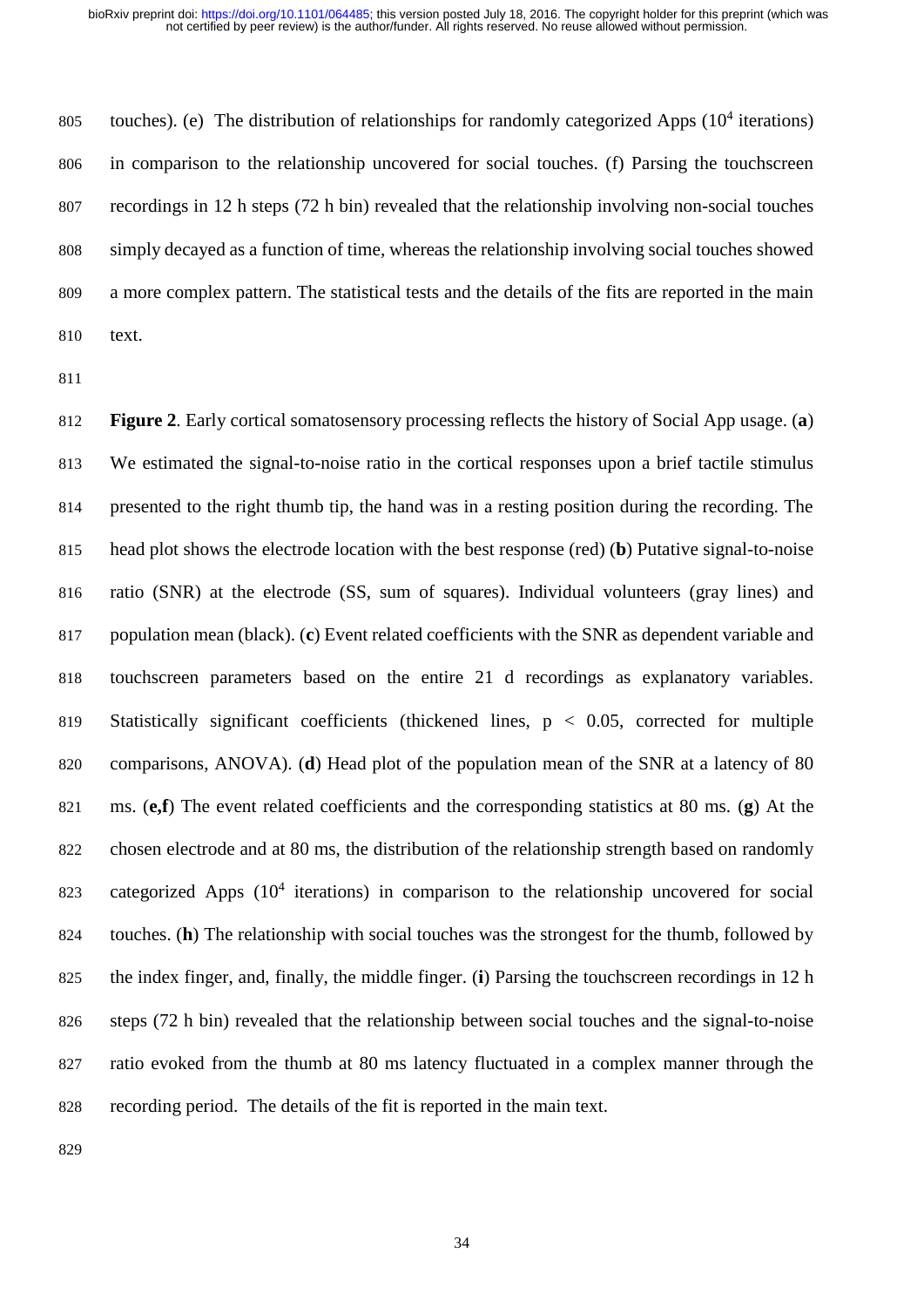touches). (e) The distribution of relationships for randomly categorized Apps ($10^4$ iterations) in comparison to the relationship uncovered for social touches. (f) Parsing the touchscreen recordings in 12 h steps (72 h bin) revealed that the relationship involving non-social touches simply decayed as a function of time, whereas the relationship involving social touches showed a more complex pattern. The statistical tests and the details of the fits are reported in the main text.

**Figure 2**. Early cortical somatosensory processing reflects the history of Social App usage. (**a**) We estimated the signal-to-noise ratio in the cortical responses upon a brief tactile stimulus presented to the right thumb tip, the hand was in a resting position during the recording. The head plot shows the electrode location with the best response (red) (**b**) Putative signal-to-noise ratio (SNR) at the electrode (SS, sum of squares). Individual volunteers (gray lines) and population mean (black). (**c**) Event related coefficients with the SNR as dependent variable and touchscreen parameters based on the entire 21 d recordings as explanatory variables. Statistically significant coefficients (thickened lines, $p < 0.05$, corrected for multiple comparisons, ANOVA). (**d**) Head plot of the population mean of the SNR at a latency of 80 ms. (**e,f**) The event related coefficients and the corresponding statistics at 80 ms. (**g**) At the chosen electrode and at 80 ms, the distribution of the relationship strength based on randomly categorized Apps ($10^4$ iterations) in comparison to the relationship uncovered for social touches. (**h**) The relationship with social touches was the strongest for the thumb, followed by the index finger, and, finally, the middle finger. (**i**) Parsing the touchscreen recordings in 12 h steps (72 h bin) revealed that the relationship between social touches and the signal-to-noise ratio evoked from the thumb at 80 ms latency fluctuated in a complex manner through the recording period. The details of the fit is reported in the main text.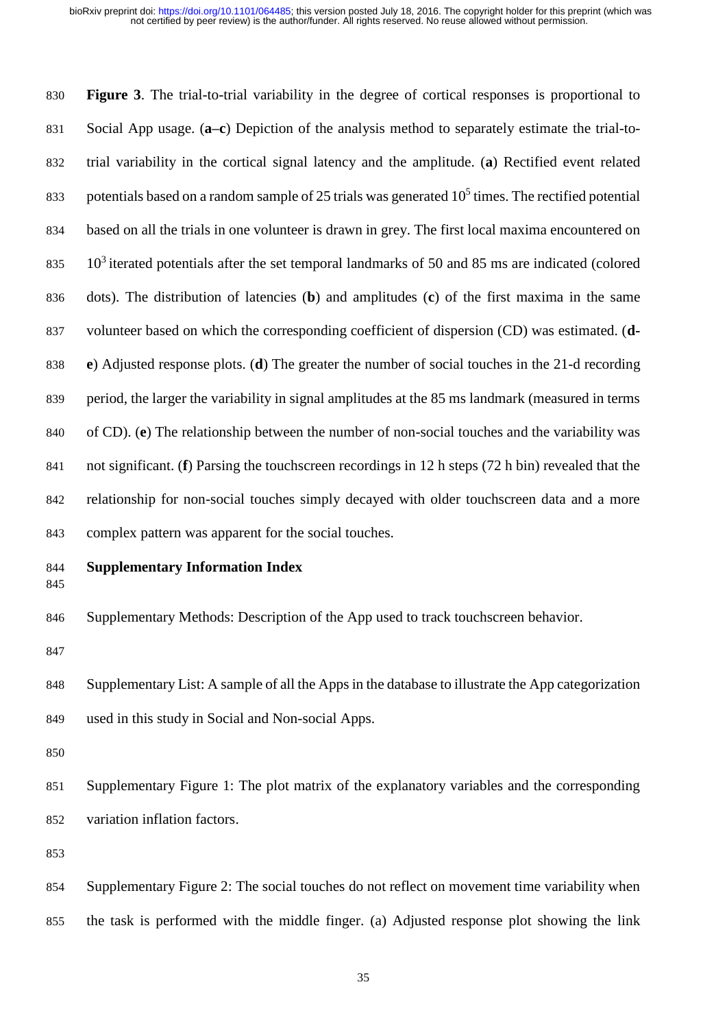**Figure 3**. The trial-to-trial variability in the degree of cortical responses is proportional to Social App usage. (**a**–**c**) Depiction of the analysis method to separately estimate the trial-to-trial variability in the cortical signal latency and the amplitude. (**a**) Rectified event related potentials based on a random sample of 25 trials was generated $10^5$ times. The rectified potential based on all the trials in one volunteer is drawn in grey. The first local maxima encountered on $10^3$ iterated potentials after the set temporal landmarks of 50 and 85 ms are indicated (colored dots). The distribution of latencies (**b**) and amplitudes (**c**) of the first maxima in the same volunteer based on which the corresponding coefficient of dispersion (CD) was estimated. (**d**-**e**) Adjusted response plots. (**d**) The greater the number of social touches in the 21-d recording period, the larger the variability in signal amplitudes at the 85 ms landmark (measured in terms of CD). (**e**) The relationship between the number of non-social touches and the variability was not significant. (**f**) Parsing the touchscreen recordings in 12 h steps (72 h bin) revealed that the relationship for non-social touches simply decayed with older touchscreen data and a more complex pattern was apparent for the social touches.

**Supplementary Information Index**

Supplementary Methods: Description of the App used to track touchscreen behavior.

Supplementary List: A sample of all the Apps in the database to illustrate the App categorization used in this study in Social and Non-social Apps.

Supplementary Figure 1: The plot matrix of the explanatory variables and the corresponding variation inflation factors.

Supplementary Figure 2: The social touches do not reflect on movement time variability when the task is performed with the middle finger. (a) Adjusted response plot showing the link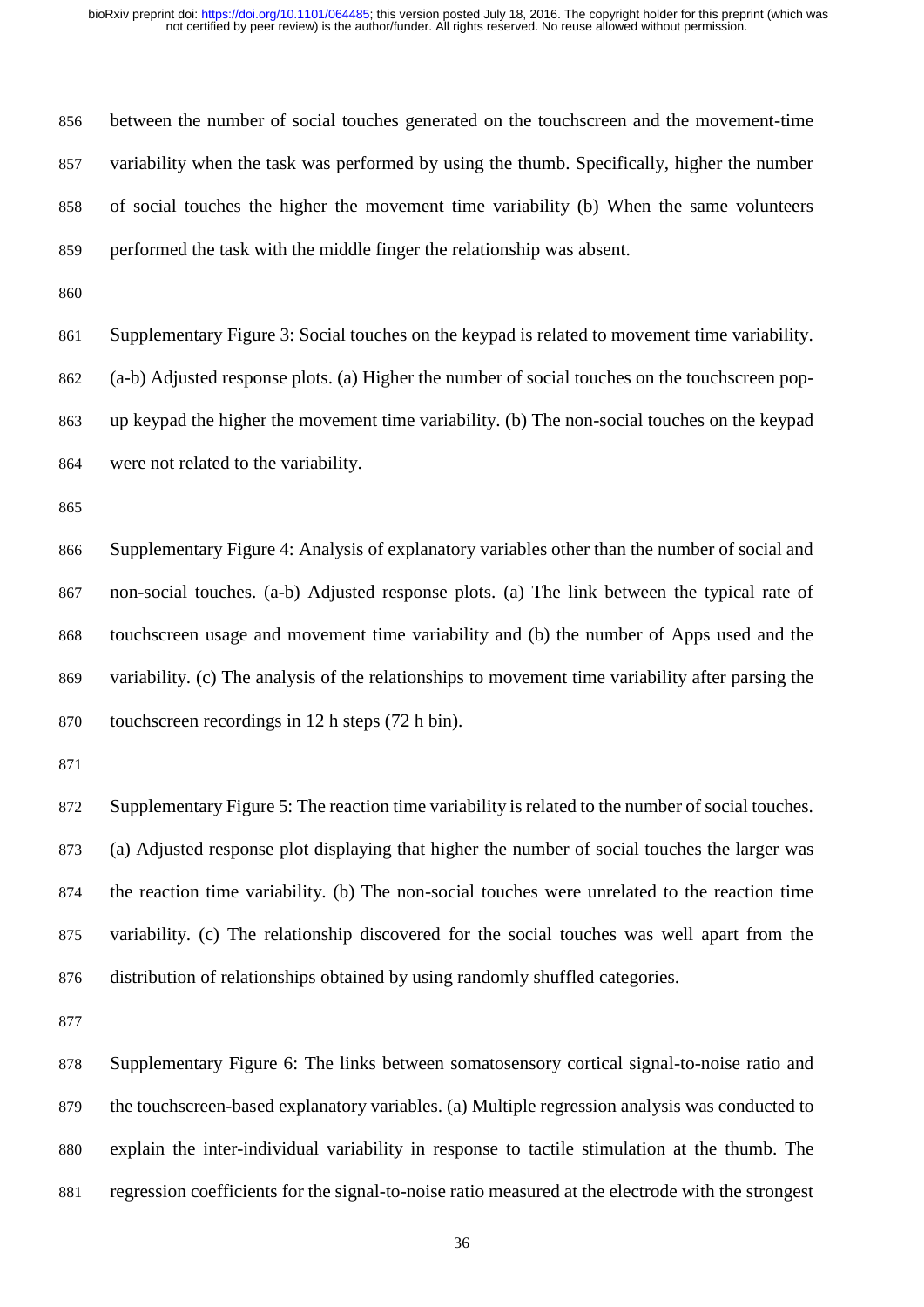between the number of social touches generated on the touchscreen and the movement-time variability when the task was performed by using the thumb. Specifically, higher the number of social touches the higher the movement time variability (b) When the same volunteers performed the task with the middle finger the relationship was absent.

Supplementary Figure 3: Social touches on the keypad is related to movement time variability. (a-b) Adjusted response plots. (a) Higher the number of social touches on the touchscreen pop-up keypad the higher the movement time variability. (b) The non-social touches on the keypad were not related to the variability.

Supplementary Figure 4: Analysis of explanatory variables other than the number of social and non-social touches. (a-b) Adjusted response plots. (a) The link between the typical rate of touchscreen usage and movement time variability and (b) the number of Apps used and the variability. (c) The analysis of the relationships to movement time variability after parsing the touchscreen recordings in 12 h steps (72 h bin).

Supplementary Figure 5: The reaction time variability is related to the number of social touches. (a) Adjusted response plot displaying that higher the number of social touches the larger was the reaction time variability. (b) The non-social touches were unrelated to the reaction time variability. (c) The relationship discovered for the social touches was well apart from the distribution of relationships obtained by using randomly shuffled categories.

Supplementary Figure 6: The links between somatosensory cortical signal-to-noise ratio and the touchscreen-based explanatory variables. (a) Multiple regression analysis was conducted to explain the inter-individual variability in response to tactile stimulation at the thumb. The regression coefficients for the signal-to-noise ratio measured at the electrode with the strongest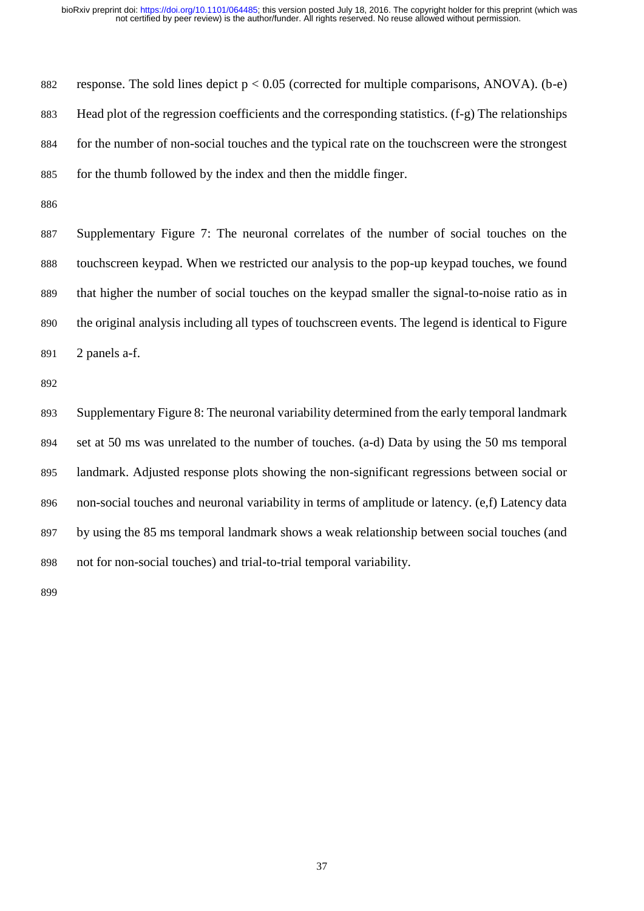response. The sold lines depict $p < 0.05$ (corrected for multiple comparisons, ANOVA). (b-e) Head plot of the regression coefficients and the corresponding statistics. (f-g) The relationships for the number of non-social touches and the typical rate on the touchscreen were the strongest for the thumb followed by the index and then the middle finger.

Supplementary Figure 7: The neuronal correlates of the number of social touches on the touchscreen keypad. When we restricted our analysis to the pop-up keypad touches, we found that higher the number of social touches on the keypad smaller the signal-to-noise ratio as in the original analysis including all types of touchscreen events. The legend is identical to Figure 2 panels a-f.

Supplementary Figure 8: The neuronal variability determined from the early temporal landmark set at 50 ms was unrelated to the number of touches. (a-d) Data by using the 50 ms temporal landmark. Adjusted response plots showing the non-significant regressions between social or non-social touches and neuronal variability in terms of amplitude or latency. (e,f) Latency data by using the 85 ms temporal landmark shows a weak relationship between social touches (and not for non-social touches) and trial-to-trial temporal variability.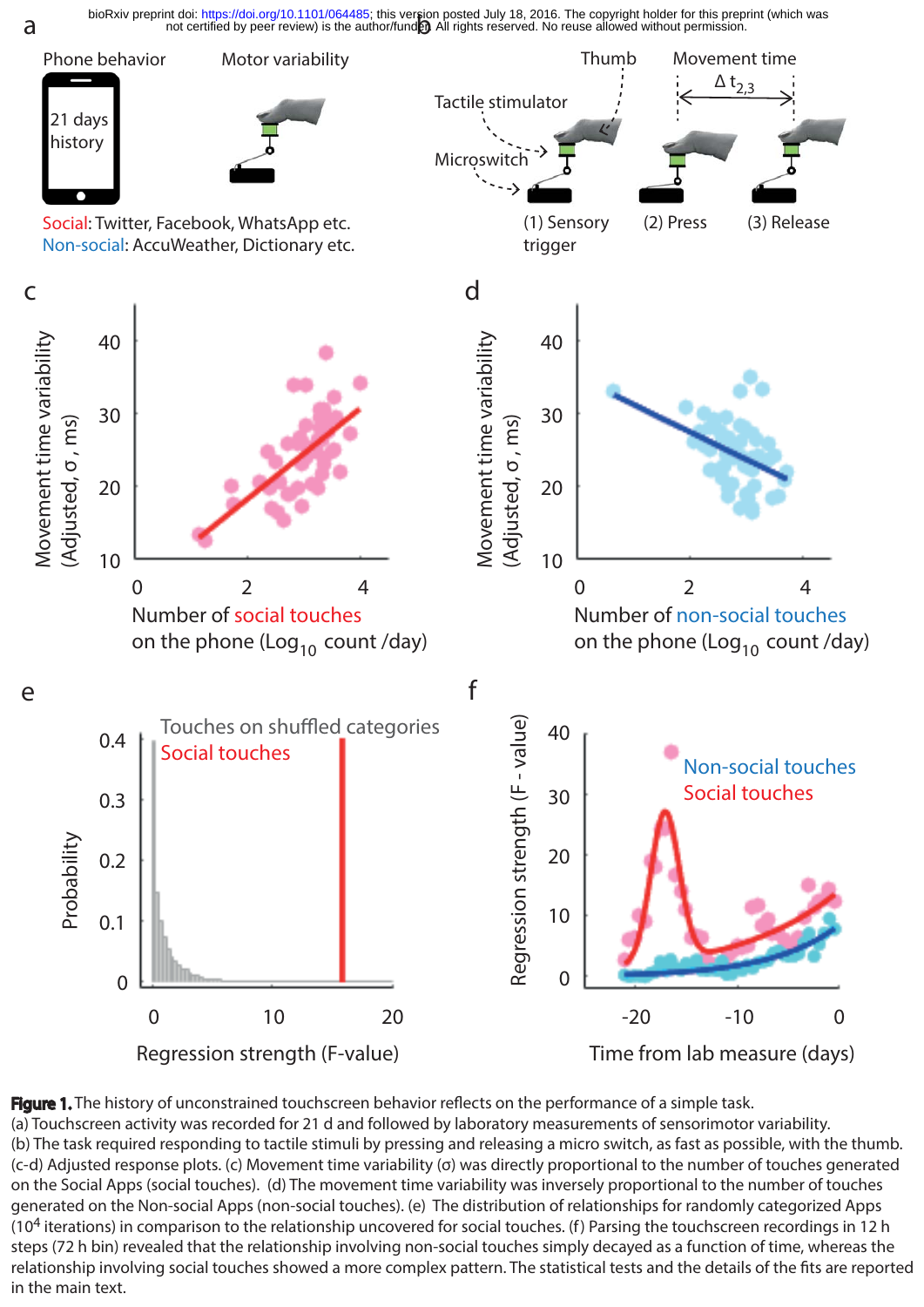**Figure 1.** The history of unconstrained touchscreen behavior reflects on the performance of a simple task.
(a) Touchscreen activity was recorded for 21 d and followed by laboratory measurements of sensorimotor variability.
(b) The task required responding to tactile stimuli by pressing and releasing a micro switch, as fast as possible, with the thumb.
(c-d) Adjusted response plots. (c) Movement time variability (σ) was directly proportional to the number of touches generated on the Social Apps (social touches). (d) The movement time variability was inversely proportional to the number of touches generated on the Non-social Apps (non-social touches). (e) The distribution of relationships for randomly categorized Apps ($10^4$ iterations) in comparison to the relationship uncovered for social touches. (f) Parsing the touchscreen recordings in 12 h steps (72 h bin) revealed that the relationship involving non-social touches simply decayed as a function of time, whereas the relationship involving social touches showed a more complex pattern. The statistical tests and the details of the fits are reported in the main text.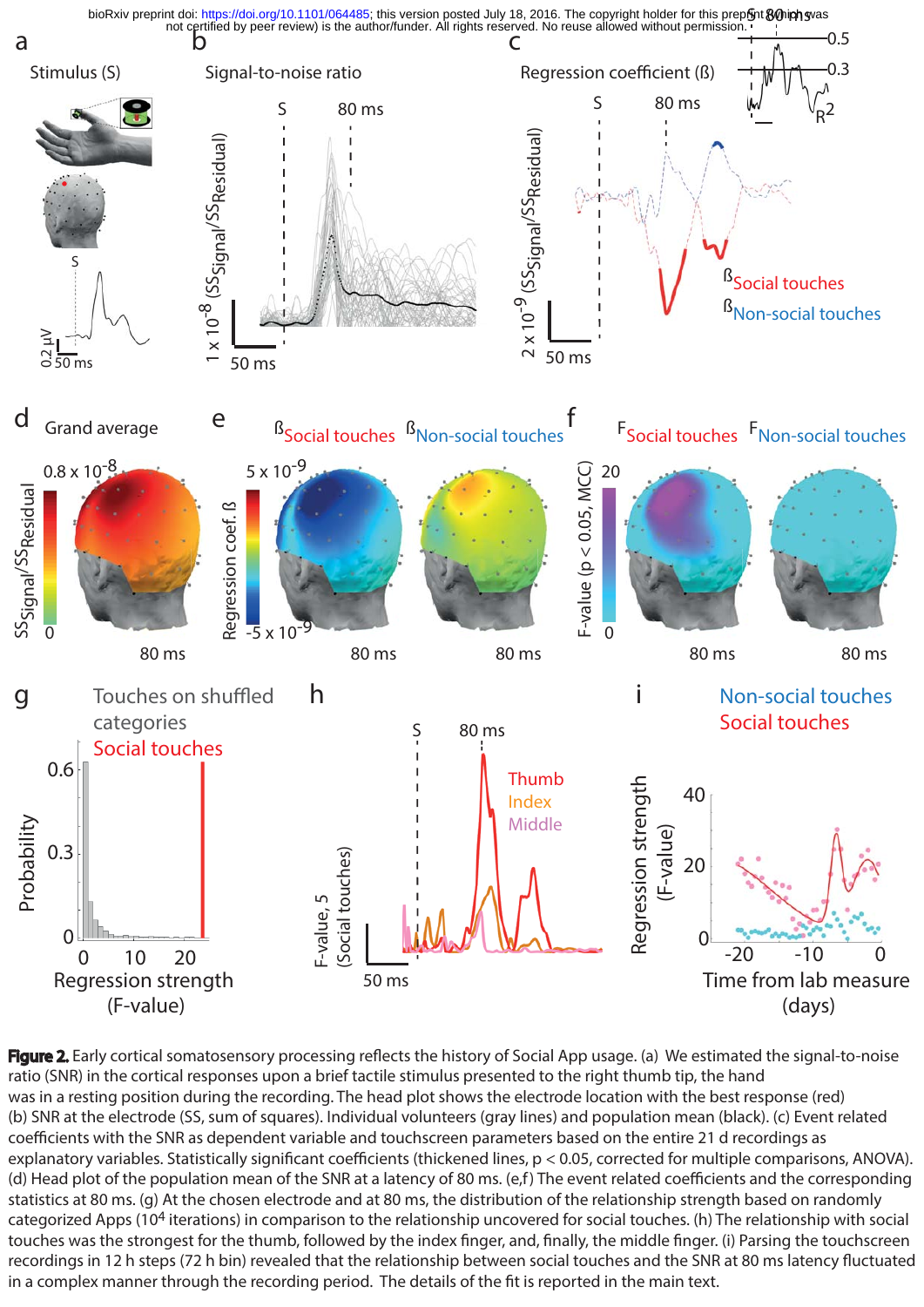**Figure 2.** Early cortical somatosensory processing reflects the history of Social App usage. (a) We estimated the signal-to-noise ratio (SNR) in the cortical responses upon a brief tactile stimulus presented to the right thumb tip, the hand was in a resting position during the recording. The head plot shows the electrode location with the best response (red) (b) SNR at the electrode (SS, sum of squares). Individual volunteers (gray lines) and population mean (black). (c) Event related coefficients with the SNR as dependent variable and touchscreen parameters based on the entire 21 d recordings as explanatory variables. Statistically significant coefficients (thickened lines, $p < 0.05$, corrected for multiple comparisons, ANOVA). (d) Head plot of the population mean of the SNR at a latency of 80 ms. (e,f) The event related coefficients and the corresponding statistics at 80 ms. (g) At the chosen electrode and at 80 ms, the distribution of the relationship strength based on randomly categorized Apps ($10^4$ iterations) in comparison to the relationship uncovered for social touches. (h) The relationship with social touches was the strongest for the thumb, followed by the index finger, and, finally, the middle finger. (i) Parsing the touchscreen recordings in 12 h steps (72 h bin) revealed that the relationship between social touches and the SNR at 80 ms latency fluctuated in a complex manner through the recording period. The details of the fit is reported in the main text.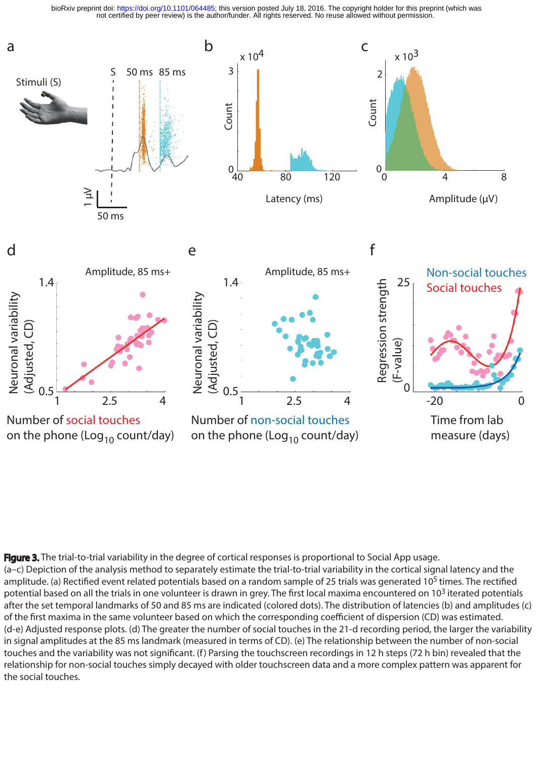a

Stimuli (S)

S

50 ms

85 ms

1 µV

50 ms

b

x $10^4$

3

Count

0

40

80

120

Latency (ms)

c

x $10^3$

2

Count

0

0

4

8

Amplitude (µV)

d

Amplitude, 85 ms+

1.4

Neuronal variability (Adjusted, CD)

0.5

1

2.5

4

Number of social touches on the phone ($\text{Log}_{10}$ count/day)

e

Amplitude, 85 ms+

1.4

Neuronal variability (Adjusted, CD)

0.5

1

2.5

4

Number of non-social touches on the phone ($\text{Log}_{10}$ count/day)

f

Non-social touches

Social touches

25

Regression strength (F-value)

0

-20

0

Time from lab measure (days)

**Figure 3.** The trial-to-trial variability in the degree of cortical responses is proportional to Social App usage.
(a–c) Depiction of the analysis method to separately estimate the trial-to-trial variability in the cortical signal latency and the amplitude. (a) Rectified event related potentials based on a random sample of 25 trials was generated $10^5$ times. The rectified potential based on all the trials in one volunteer is drawn in grey. The first local maxima encountered on $10^3$ iterated potentials after the set temporal landmarks of 50 and 85 ms are indicated (colored dots). The distribution of latencies (b) and amplitudes (c) of the first maxima in the same volunteer based on which the corresponding coefficient of dispersion (CD) was estimated.
(d-e) Adjusted response plots. (d) The greater the number of social touches in the 21-d recording period, the larger the variability in signal amplitudes at the 85 ms landmark (measured in terms of CD). (e) The relationship between the number of non-social touches and the variability was not significant. (f) Parsing the touchscreen recordings in 12 h steps (72 h bin) revealed that the relationship for non-social touches simply decayed with older touchscreen data and a more complex pattern was apparent for the social touches.